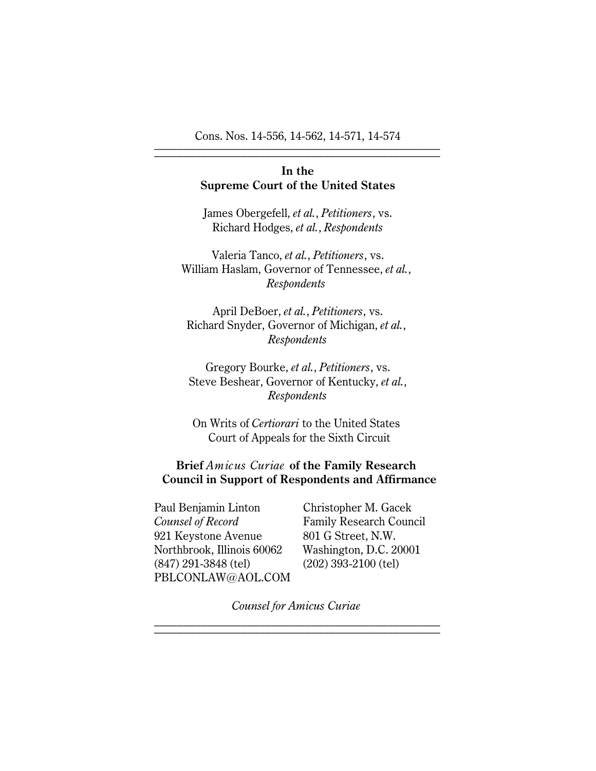Cons. Nos. 14-556, 14-562, 14-571, 14-574

---

**In the**
**Supreme Court of the United States**

James Obergefell, *et al.*, *Petitioners*, vs.
Richard Hodges, *et al.*, *Respondents*

Valeria Tanco, *et al.*, *Petitioners*, vs.
William Haslam, Governor of Tennessee, *et al.*,
*Respondents*

April DeBoer, *et al.*, *Petitioners*, vs.
Richard Snyder, Governor of Michigan, *et al.*,
*Respondents*

Gregory Bourke, *et al.*, *Petitioners*, vs.
Steve Beshear, Governor of Kentucky, *et al.*,
*Respondents*

On Writs of *Certiorari* to the United States
Court of Appeals for the Sixth Circuit

**Brief *Amicus Curiae* of the Family Research Council in Support of Respondents and Affirmance**

Paul Benjamin Linton
*Counsel of Record*
921 Keystone Avenue
Northbrook, Illinois 60062
(847) 291-3848 (tel)
PBLCONLAW@AOL.COM

Christopher M. Gacek
Family Research Council
801 G Street, N.W.
Washington, D.C. 20001
(202) 393-2100 (tel)

*Counsel for Amicus Curiae*

---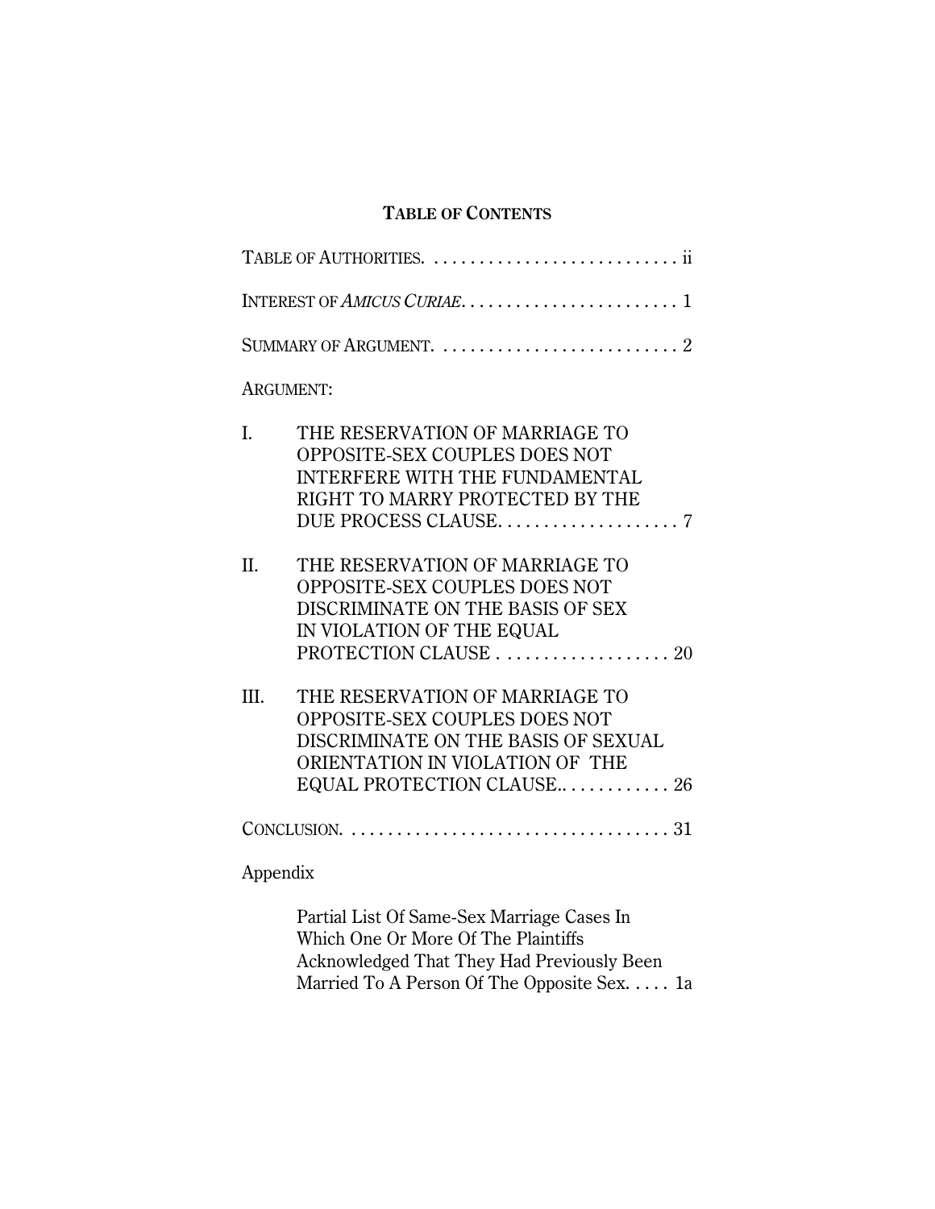## TABLE OF CONTENTS

TABLE OF AUTHORITIES. . . . . . . . . . . . . . . . . . . . . . . . . . . ii

INTEREST OF *AMICUS CURIAE*. . . . . . . . . . . . . . . . . . . . . . . . 1

SUMMARY OF ARGUMENT. . . . . . . . . . . . . . . . . . . . . . . . . . 2

ARGUMENT:

I. THE RESERVATION OF MARRIAGE TO OPPOSITE-SEX COUPLES DOES NOT INTERFERE WITH THE FUNDAMENTAL RIGHT TO MARRY PROTECTED BY THE DUE PROCESS CLAUSE. . . . . . . . . . . . . . . . . . . . 7

II. THE RESERVATION OF MARRIAGE TO OPPOSITE-SEX COUPLES DOES NOT DISCRIMINATE ON THE BASIS OF SEX IN VIOLATION OF THE EQUAL PROTECTION CLAUSE . . . . . . . . . . . . . . . . . . . 20

III. THE RESERVATION OF MARRIAGE TO OPPOSITE-SEX COUPLES DOES NOT DISCRIMINATE ON THE BASIS OF SEXUAL ORIENTATION IN VIOLATION OF THE EQUAL PROTECTION CLAUSE.. . . . . . . . . . . . 26

CONCLUSION. . . . . . . . . . . . . . . . . . . . . . . . . . . . . . . . . . . 31

Appendix

Partial List Of Same-Sex Marriage Cases In Which One Or More Of The Plaintiffs Acknowledged That They Had Previously Been Married To A Person Of The Opposite Sex. . . . . 1a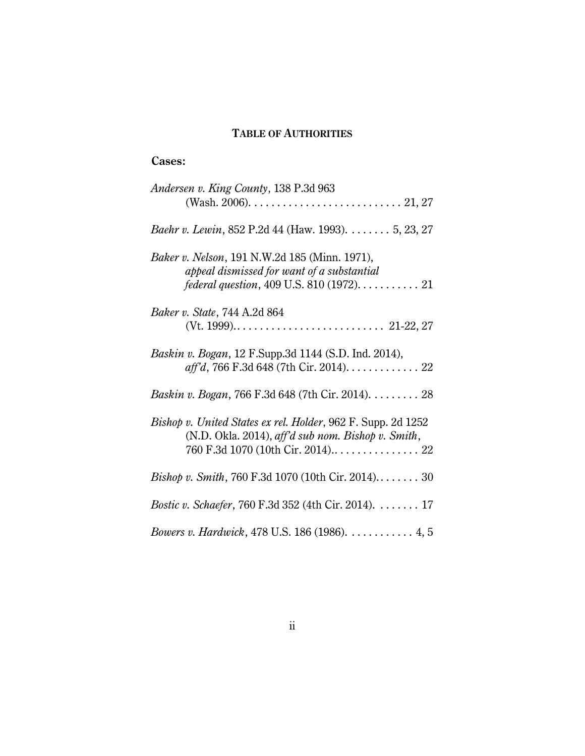## TABLE OF AUTHORITIES

**Cases:**

*Andersen v. King County*, 138 P.3d 963 (Wash. 2006). . . . . . . . . . . . . . . . . . . . . . . . . . . 21, 27

*Baehr v. Lewin*, 852 P.2d 44 (Haw. 1993). . . . . . . . 5, 23, 27

*Baker v. Nelson*, 191 N.W.2d 185 (Minn. 1971), *appeal dismissed for want of a substantial federal question*, 409 U.S. 810 (1972). . . . . . . . . . . 21

*Baker v. State*, 744 A.2d 864 (Vt. 1999).. . . . . . . . . . . . . . . . . . . . . . . . . . 21-22, 27

*Baskin v. Bogan*, 12 F.Supp.3d 1144 (S.D. Ind. 2014), *aff'd*, 766 F.3d 648 (7th Cir. 2014). . . . . . . . . . . . . 22

*Baskin v. Bogan*, 766 F.3d 648 (7th Cir. 2014). . . . . . . . . 28

*Bishop v. United States ex rel. Holder*, 962 F. Supp. 2d 1252 (N.D. Okla. 2014), *aff'd sub nom. Bishop v. Smith*, 760 F.3d 1070 (10th Cir. 2014).. . . . . . . . . . . . . . . . 22

*Bishop v. Smith*, 760 F.3d 1070 (10th Cir. 2014). . . . . . . . 30

*Bostic v. Schaefer*, 760 F.3d 352 (4th Cir. 2014). . . . . . . . 17

*Bowers v. Hardwick*, 478 U.S. 186 (1986). . . . . . . . . . . . 4, 5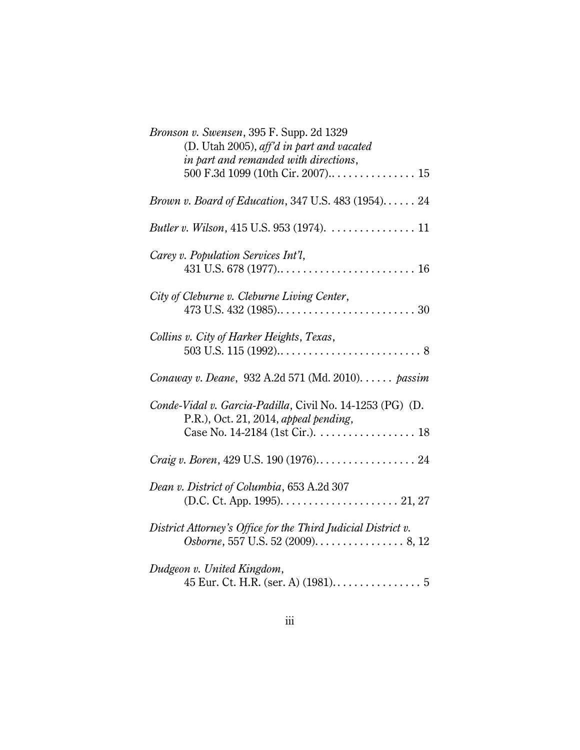*Bronson v. Swensen*, 395 F. Supp. 2d 1329 (D. Utah 2005), *aff'd in part and vacated in part and remanded with directions*, 500 F.3d 1099 (10th Cir. 2007).. . . . . . . . . . . . . . . 15

*Brown v. Board of Education*, 347 U.S. 483 (1954). . . . . . 24

*Butler v. Wilson*, 415 U.S. 953 (1974). . . . . . . . . . . . . . . . 11

*Carey v. Population Services Int'l*, 431 U.S. 678 (1977).. . . . . . . . . . . . . . . . . . . . . . . . 16

*City of Cleburne v. Cleburne Living Center*, 473 U.S. 432 (1985).. . . . . . . . . . . . . . . . . . . . . . . . 30

*Collins v. City of Harker Heights, Texas*, 503 U.S. 115 (1992).. . . . . . . . . . . . . . . . . . . . . . . . . 8

*Conaway v. Deane*, 932 A.2d 571 (Md. 2010). . . . . . *passim*

*Conde-Vidal v. Garcia-Padilla*, Civil No. 14-1253 (PG) (D. P.R.), Oct. 21, 2014, *appeal pending*, Case No. 14-2184 (1st Cir.). . . . . . . . . . . . . . . . . . 18

*Craig v. Boren*, 429 U.S. 190 (1976).. . . . . . . . . . . . . . . . . 24

*Dean v. District of Columbia*, 653 A.2d 307 (D.C. Ct. App. 1995). . . . . . . . . . . . . . . . . . . . . 21, 27

*District Attorney's Office for the Third Judicial District v. Osborne*, 557 U.S. 52 (2009). . . . . . . . . . . . . . . . 8, 12

*Dudgeon v. United Kingdom*, 45 Eur. Ct. H.R. (ser. A) (1981). . . . . . . . . . . . . . . . 5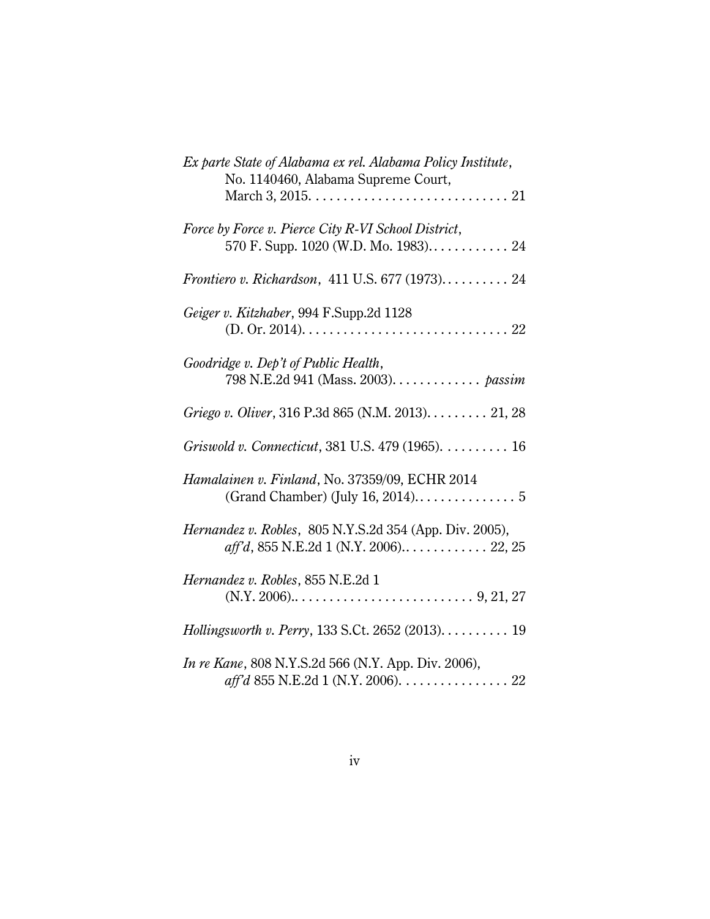*Ex parte State of Alabama ex rel. Alabama Policy Institute*, No. 1140460, Alabama Supreme Court, March 3, 2015. . . . . . . . . . . . . . . . . . . . . . . . . . . . . 21

*Force by Force v. Pierce City R-VI School District*, 570 F. Supp. 1020 (W.D. Mo. 1983). . . . . . . . . . . . 24

*Frontiero v. Richardson*, 411 U.S. 677 (1973). . . . . . . . . . 24

*Geiger v. Kitzhaber*, 994 F.Supp.2d 1128 (D. Or. 2014). . . . . . . . . . . . . . . . . . . . . . . . . . . . . . 22

*Goodridge v. Dep't of Public Health*, 798 N.E.2d 941 (Mass. 2003). . . . . . . . . . . . . *passim*

*Griego v. Oliver*, 316 P.3d 865 (N.M. 2013). . . . . . . . . 21, 28

*Griswold v. Connecticut*, 381 U.S. 479 (1965). . . . . . . . . . 16

*Hamalainen v. Finland*, No. 37359/09, ECHR 2014 (Grand Chamber) (July 16, 2014). . . . . . . . . . . . . . . 5

*Hernandez v. Robles*, 805 N.Y.S.2d 354 (App. Div. 2005), *aff'd*, 855 N.E.2d 1 (N.Y. 2006).. . . . . . . . . . . . 22, 25

*Hernandez v. Robles*, 855 N.E.2d 1 (N.Y. 2006).. . . . . . . . . . . . . . . . . . . . . . . . . . . 9, 21, 27

*Hollingsworth v. Perry*, 133 S.Ct. 2652 (2013). . . . . . . . . . 19

*In re Kane*, 808 N.Y.S.2d 566 (N.Y. App. Div. 2006), *aff'd* 855 N.E.2d 1 (N.Y. 2006). . . . . . . . . . . . . . . . 22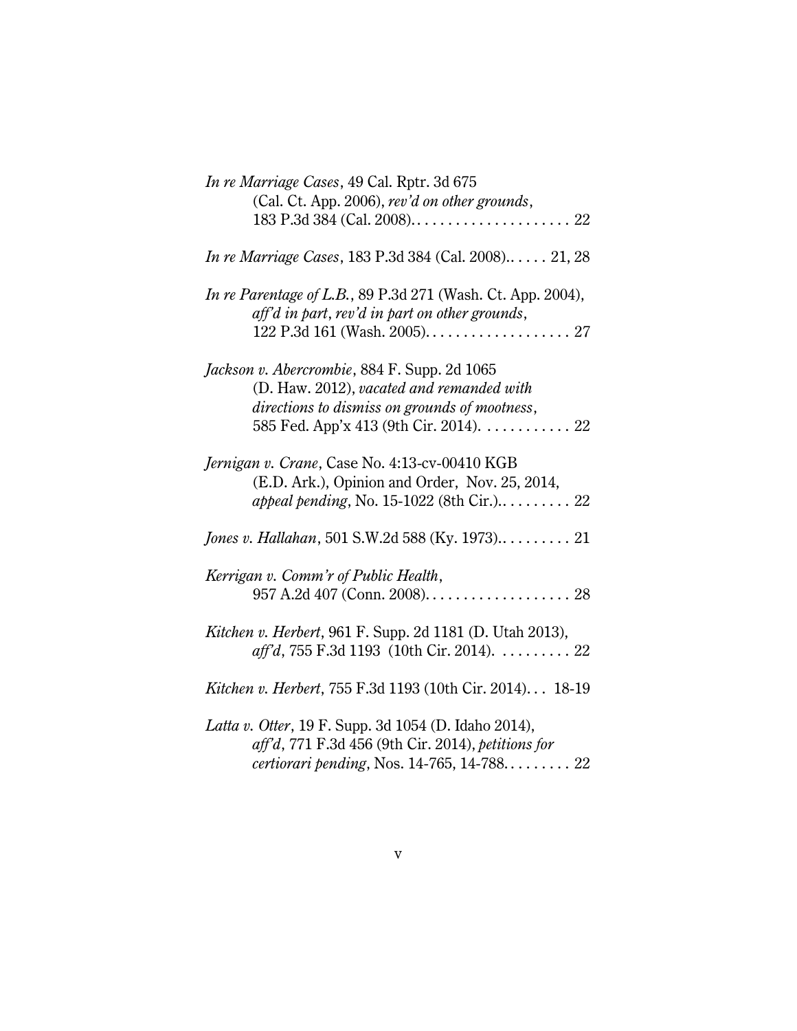*In re Marriage Cases*, 49 Cal. Rptr. 3d 675 (Cal. Ct. App. 2006), *rev'd on other grounds*, 183 P.3d 384 (Cal. 2008). . . . . . . . . . . . . . . . . . . . . 22

*In re Marriage Cases*, 183 P.3d 384 (Cal. 2008). . . . . . 21, 28

*In re Parentage of L.B.*, 89 P.3d 271 (Wash. Ct. App. 2004), *aff'd in part, rev'd in part on other grounds*, 122 P.3d 161 (Wash. 2005). . . . . . . . . . . . . . . . . . . 27

*Jackson v. Abercrombie*, 884 F. Supp. 2d 1065 (D. Haw. 2012), *vacated and remanded with directions to dismiss on grounds of mootness*, 585 Fed. App'x 413 (9th Cir. 2014). . . . . . . . . . . . 22

*Jernigan v. Crane*, Case No. 4:13-cv-00410 KGB (E.D. Ark.), Opinion and Order, Nov. 25, 2014, *appeal pending*, No. 15-1022 (8th Cir.). . . . . . . . . . 22

*Jones v. Hallahan*, 501 S.W.2d 588 (Ky. 1973). . . . . . . . . . 21

*Kerrigan v. Comm'r of Public Health*, 957 A.2d 407 (Conn. 2008). . . . . . . . . . . . . . . . . . . 28

*Kitchen v. Herbert*, 961 F. Supp. 2d 1181 (D. Utah 2013), *aff'd*, 755 F.3d 1193 (10th Cir. 2014). . . . . . . . . . 22

*Kitchen v. Herbert*, 755 F.3d 1193 (10th Cir. 2014). . . 18-19

*Latta v. Otter*, 19 F. Supp. 3d 1054 (D. Idaho 2014), *aff'd*, 771 F.3d 456 (9th Cir. 2014), *petitions for certiorari pending*, Nos. 14-765, 14-788. . . . . . . . . 22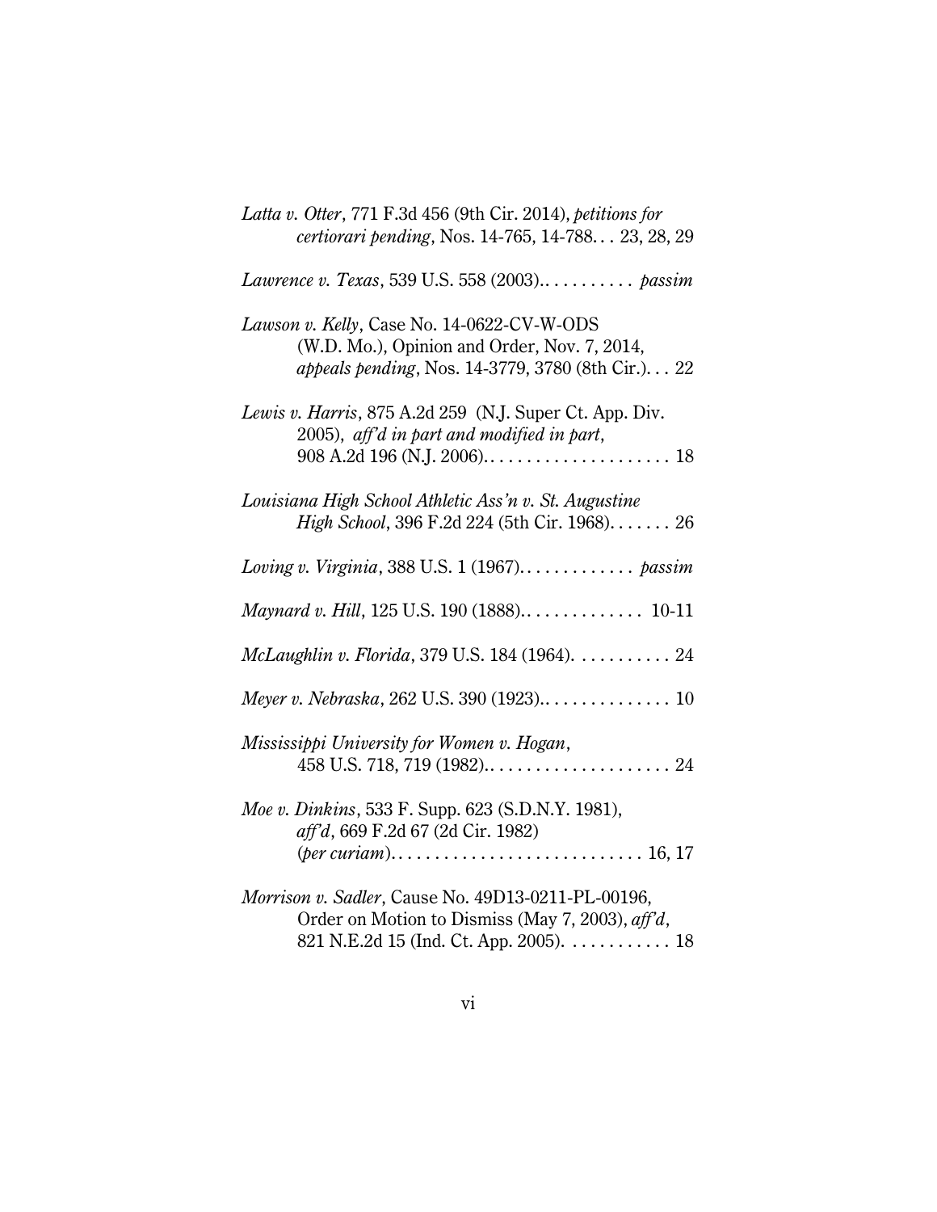*Latta v. Otter*, 771 F.3d 456 (9th Cir. 2014), *petitions for certiorari pending*, Nos. 14-765, 14-788. . . 23, 28, 29

*Lawrence v. Texas*, 539 U.S. 558 (2003). . . . . . . . . . . *passim*

*Lawson v. Kelly*, Case No. 14-0622-CV-W-ODS (W.D. Mo.), Opinion and Order, Nov. 7, 2014, *appeals pending*, Nos. 14-3779, 3780 (8th Cir.). . . 22

*Lewis v. Harris*, 875 A.2d 259 (N.J. Super Ct. App. Div. 2005), *aff'd in part and modified in part*, 908 A.2d 196 (N.J. 2006). . . . . . . . . . . . . . . . . . . . . 18

*Louisiana High School Athletic Ass'n v. St. Augustine High School*, 396 F.2d 224 (5th Cir. 1968). . . . . . . 26

*Loving v. Virginia*, 388 U.S. 1 (1967). . . . . . . . . . . . . *passim*

*Maynard v. Hill*, 125 U.S. 190 (1888). . . . . . . . . . . . . . 10-11

*McLaughlin v. Florida*, 379 U.S. 184 (1964). . . . . . . . . . . 24

*Meyer v. Nebraska*, 262 U.S. 390 (1923). . . . . . . . . . . . . . . 10

*Mississippi University for Women v. Hogan*, 458 U.S. 718, 719 (1982). . . . . . . . . . . . . . . . . . . . . 24

*Moe v. Dinkins*, 533 F. Supp. 623 (S.D.N.Y. 1981), *aff'd*, 669 F.2d 67 (2d Cir. 1982) (*per curiam*). . . . . . . . . . . . . . . . . . . . . . . . . . . . 16, 17

*Morrison v. Sadler*, Cause No. 49D13-0211-PL-00196, Order on Motion to Dismiss (May 7, 2003), *aff'd*, 821 N.E.2d 15 (Ind. Ct. App. 2005). . . . . . . . . . . 18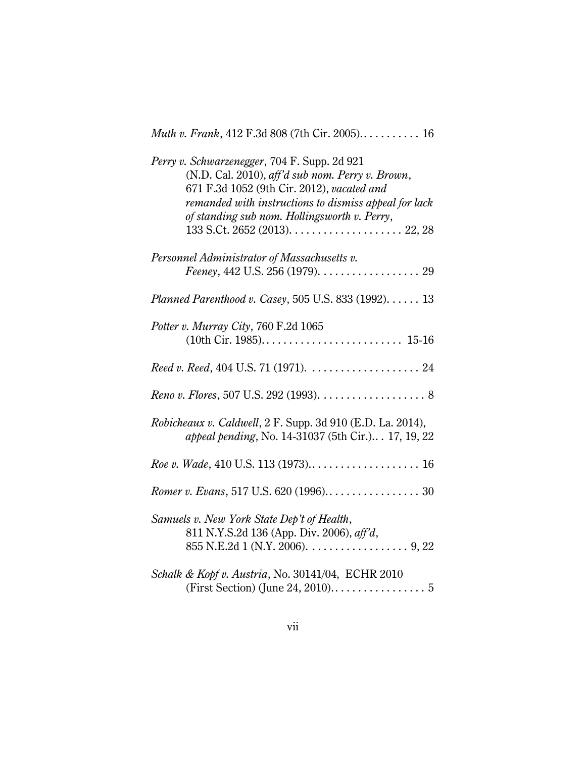*Muth v. Frank*, 412 F.3d 808 (7th Cir. 2005). . . . . . . . . . . 16

*Perry v. Schwarzenegger*, 704 F. Supp. 2d 921 (N.D. Cal. 2010), *aff'd sub nom. Perry v. Brown*, 671 F.3d 1052 (9th Cir. 2012), *vacated and remanded with instructions to dismiss appeal for lack of standing sub nom. Hollingsworth v. Perry*, 133 S.Ct. 2652 (2013). . . . . . . . . . . . . . . . . . . . 22, 28

*Personnel Administrator of Massachusetts v. Feeney*, 442 U.S. 256 (1979). . . . . . . . . . . . . . . . . . 29

*Planned Parenthood v. Casey*, 505 U.S. 833 (1992). . . . . . 13

*Potter v. Murray City*, 760 F.2d 1065 (10th Cir. 1985). . . . . . . . . . . . . . . . . . . . . . . . . 15-16

*Reed v. Reed*, 404 U.S. 71 (1971). . . . . . . . . . . . . . . . . . . . 24

*Reno v. Flores*, 507 U.S. 292 (1993). . . . . . . . . . . . . . . . . . . 8

*Robicheaux v. Caldwell*, 2 F. Supp. 3d 910 (E.D. La. 2014), *appeal pending*, No. 14-31037 (5th Cir.). . . 17, 19, 22

*Roe v. Wade*, 410 U.S. 113 (1973). . . . . . . . . . . . . . . . . . . . 16

*Romer v. Evans*, 517 U.S. 620 (1996). . . . . . . . . . . . . . . . . 30

*Samuels v. New York State Dep't of Health*, 811 N.Y.S.2d 136 (App. Div. 2006), *aff'd*, 855 N.E.2d 1 (N.Y. 2006). . . . . . . . . . . . . . . . . . 9, 22

*Schalk & Kopf v. Austria*, No. 30141/04, ECHR 2010 (First Section) (June 24, 2010). . . . . . . . . . . . . . . . . 5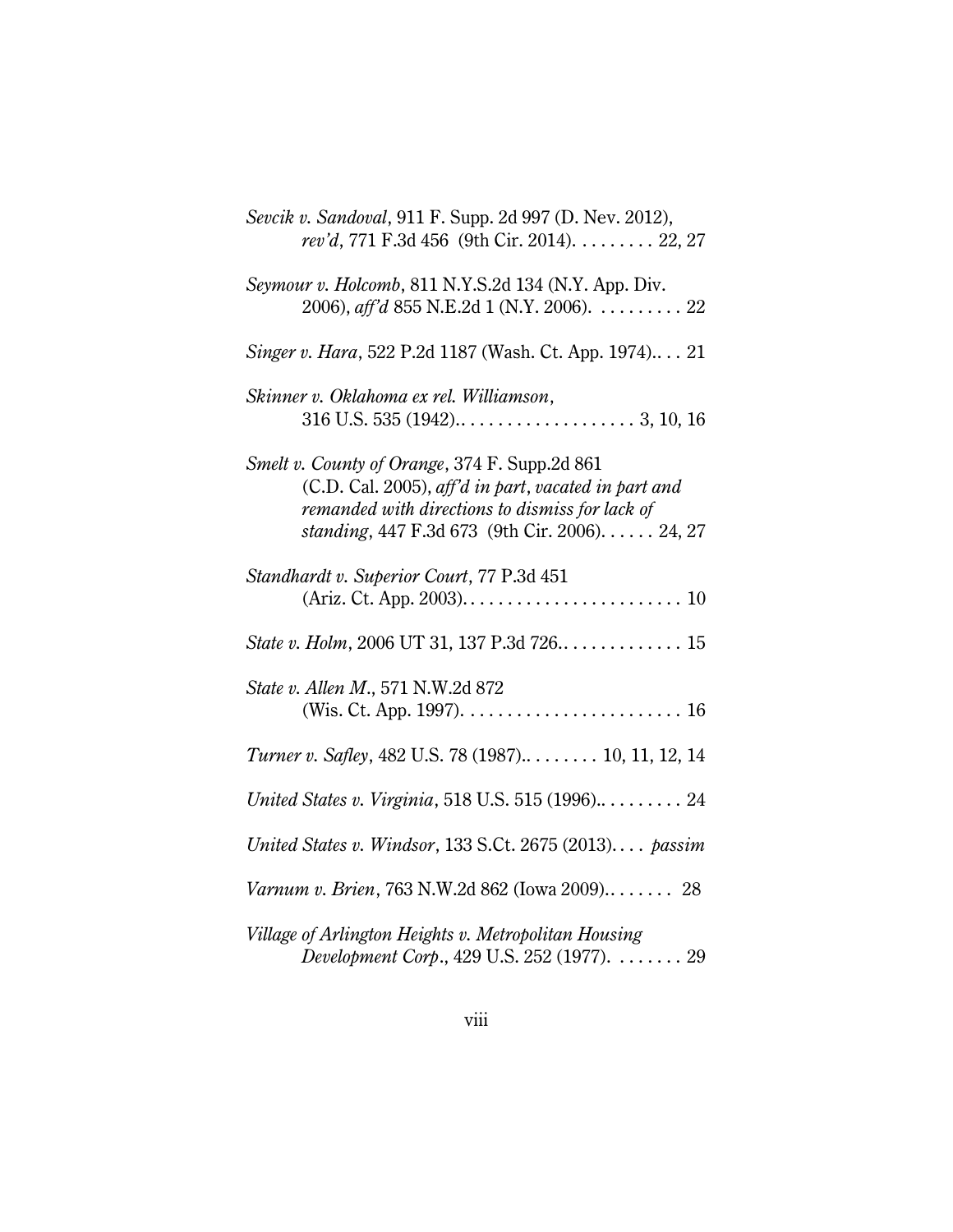*Sevcik v. Sandoval*, 911 F. Supp. 2d 997 (D. Nev. 2012), *rev'd*, 771 F.3d 456 (9th Cir. 2014). . . . . . . . . 22, 27

*Seymour v. Holcomb*, 811 N.Y.S.2d 134 (N.Y. App. Div. 2006), *aff'd* 855 N.E.2d 1 (N.Y. 2006). . . . . . . . . . 22

*Singer v. Hara*, 522 P.2d 1187 (Wash. Ct. App. 1974).. . . 21

*Skinner v. Oklahoma ex rel. Williamson*, 316 U.S. 535 (1942).. . . . . . . . . . . . . . . . . . . 3, 10, 16

*Smelt v. County of Orange*, 374 F. Supp.2d 861 (C.D. Cal. 2005), *aff'd in part, vacated in part and remanded with directions to dismiss for lack of standing*, 447 F.3d 673 (9th Cir. 2006). . . . . . 24, 27

*Standhardt v. Superior Court*, 77 P.3d 451 (Ariz. Ct. App. 2003). . . . . . . . . . . . . . . . . . . . . . . . 10

*State v. Holm*, 2006 UT 31, 137 P.3d 726.. . . . . . . . . . . . . 15

*State v. Allen M.*, 571 N.W.2d 872 (Wis. Ct. App. 1997). . . . . . . . . . . . . . . . . . . . . . . . 16

*Turner v. Safley*, 482 U.S. 78 (1987).. . . . . . . . 10, 11, 12, 14

*United States v. Virginia*, 518 U.S. 515 (1996).. . . . . . . . . 24

*United States v. Windsor*, 133 S.Ct. 2675 (2013). . . . *passim*

*Varnum v. Brien*, 763 N.W.2d 862 (Iowa 2009).. . . . . . . 28

*Village of Arlington Heights v. Metropolitan Housing Development Corp.*, 429 U.S. 252 (1977). . . . . . . . 29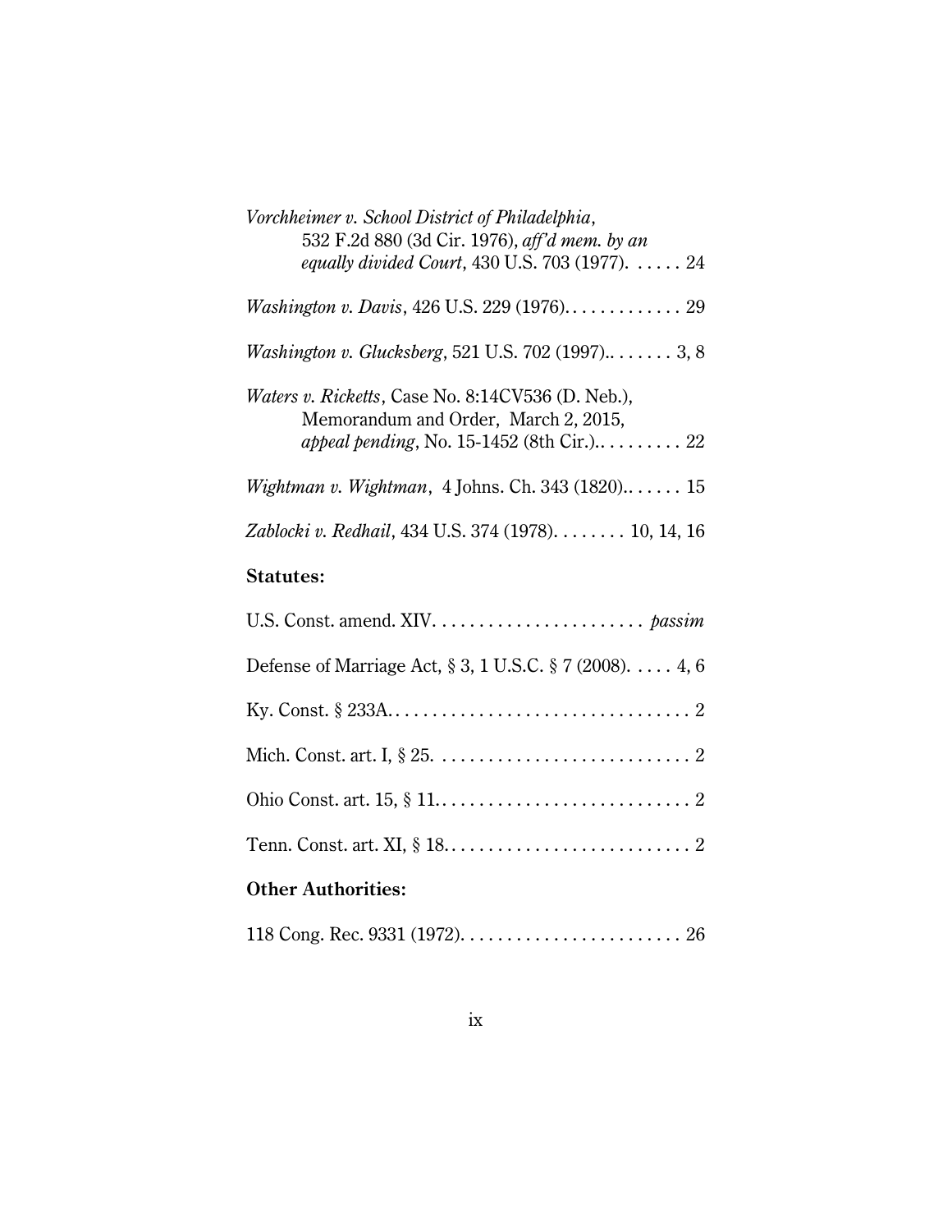*Vorchheimer v. School District of Philadelphia*,
532 F.2d 880 (3d Cir. 1976), *aff'd mem. by an equally divided Court*, 430 U.S. 703 (1977). . . . . . 24

*Washington v. Davis*, 426 U.S. 229 (1976). . . . . . . . . . . . . 29

*Washington v. Glucksberg*, 521 U.S. 702 (1997).. . . . . . . 3, 8

*Waters v. Ricketts*, Case No. 8:14CV536 (D. Neb.), Memorandum and Order, March 2, 2015, *appeal pending*, No. 15-1452 (8th Cir.).. . . . . . . . . 22

*Wightman v. Wightman*, 4 Johns. Ch. 343 (1820).. . . . . . 15

*Zablocki v. Redhail*, 434 U.S. 374 (1978). . . . . . . . 10, 14, 16

**Statutes:**

U.S. Const. amend. XIV. . . . . . . . . . . . . . . . . . . . . . . *passim*

Defense of Marriage Act, § 3, 1 U.S.C. § 7 (2008). . . . . 4, 6

Ky. Const. § 233A. . . . . . . . . . . . . . . . . . . . . . . . . . . . . . . . 2

Mich. Const. art. I, § 25. . . . . . . . . . . . . . . . . . . . . . . . . . . . 2

Ohio Const. art. 15, § 11. . . . . . . . . . . . . . . . . . . . . . . . . . . . 2

Tenn. Const. art. XI, § 18. . . . . . . . . . . . . . . . . . . . . . . . . . . 2

**Other Authorities:**

118 Cong. Rec. 9331 (1972). . . . . . . . . . . . . . . . . . . . . . . . 26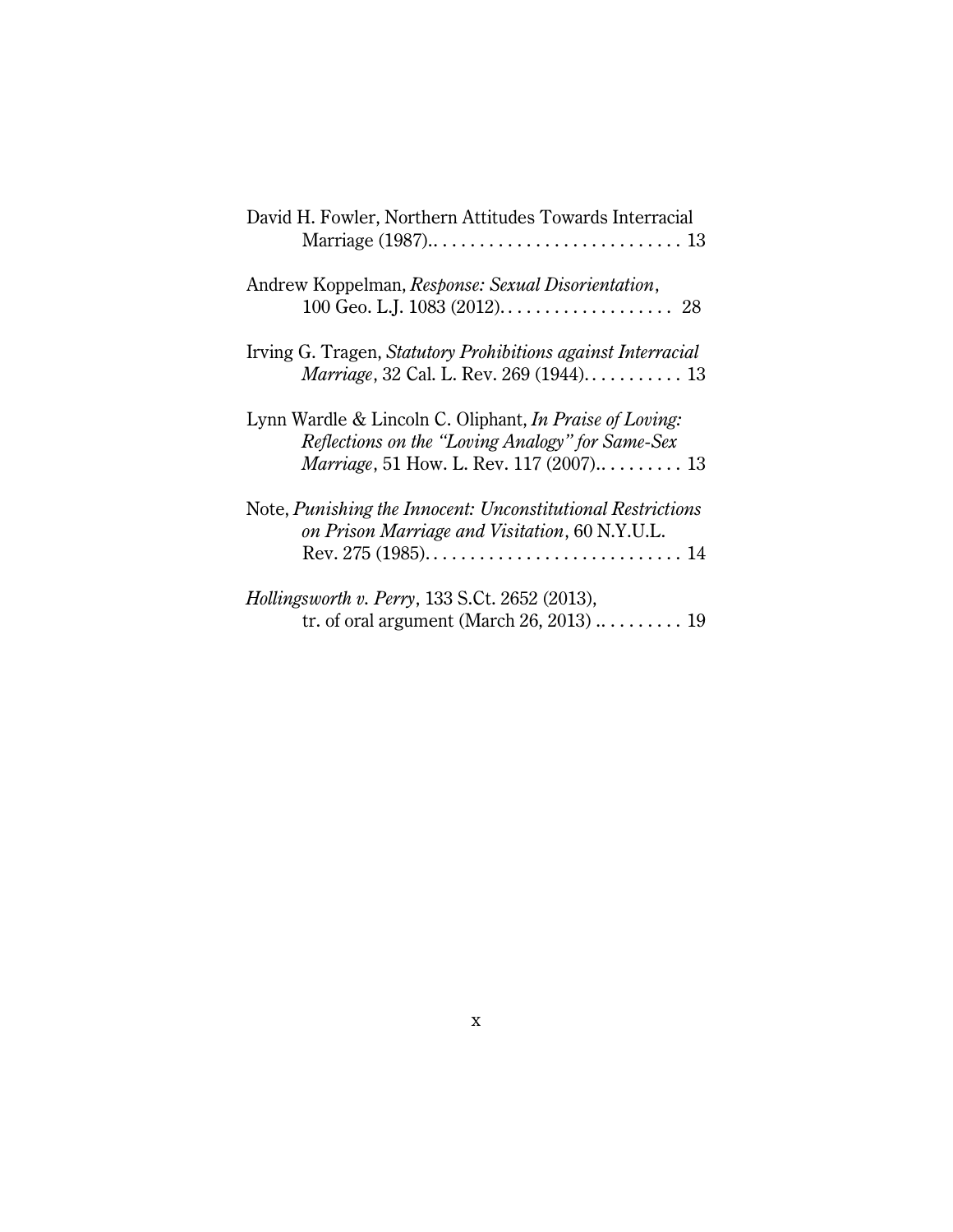David H. Fowler, Northern Attitudes Towards Interracial Marriage (1987).. . . . . . . . . . . . . . . . . . . . . . . . . . . 13

Andrew Koppelman, *Response: Sexual Disorientation*, 100 Geo. L.J. 1083 (2012). . . . . . . . . . . . . . . . . . . 28

Irving G. Tragen, *Statutory Prohibitions against Interracial Marriage*, 32 Cal. L. Rev. 269 (1944). . . . . . . . . . . 13

Lynn Wardle & Lincoln C. Oliphant, *In Praise of Loving: Reflections on the "Loving Analogy" for Same-Sex Marriage*, 51 How. L. Rev. 117 (2007).. . . . . . . . . 13

Note, *Punishing the Innocent: Unconstitutional Restrictions on Prison Marriage and Visitation*, 60 N.Y.U.L. Rev. 275 (1985). . . . . . . . . . . . . . . . . . . . . . . . . . . . 14

*Hollingsworth v. Perry*, 133 S.Ct. 2652 (2013), tr. of oral argument (March 26, 2013) .. . . . . . . . . 19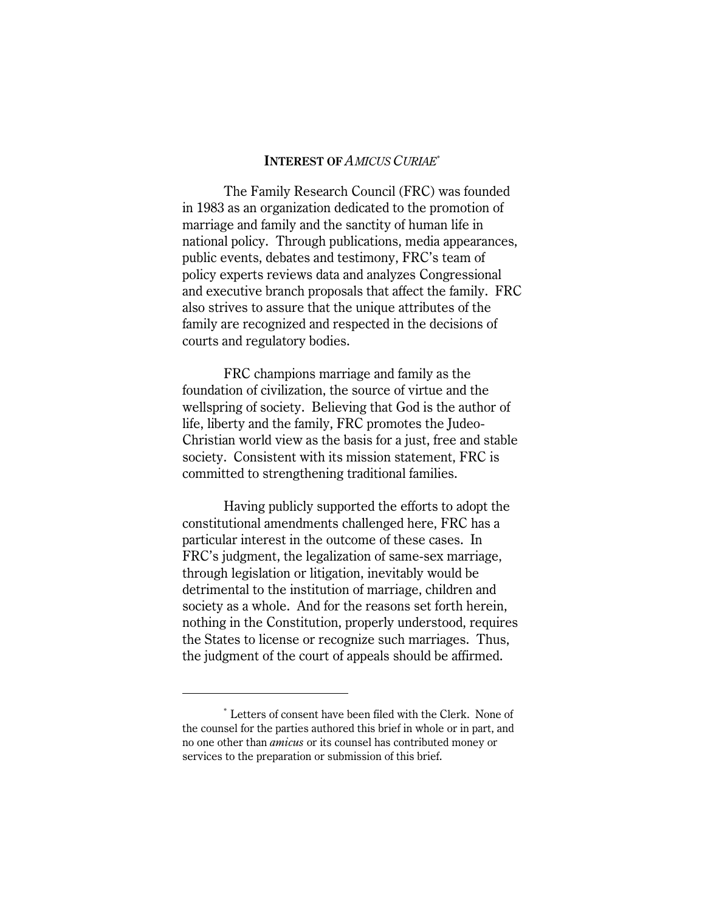## INTEREST OF *AMICUS CURIAE*[*]

The Family Research Council (FRC) was founded in 1983 as an organization dedicated to the promotion of marriage and family and the sanctity of human life in national policy. Through publications, media appearances, public events, debates and testimony, FRC's team of policy experts reviews data and analyzes Congressional and executive branch proposals that affect the family. FRC also strives to assure that the unique attributes of the family are recognized and respected in the decisions of courts and regulatory bodies.

FRC champions marriage and family as the foundation of civilization, the source of virtue and the wellspring of society. Believing that God is the author of life, liberty and the family, FRC promotes the Judeo-Christian world view as the basis for a just, free and stable society. Consistent with its mission statement, FRC is committed to strengthening traditional families.

Having publicly supported the efforts to adopt the constitutional amendments challenged here, FRC has a particular interest in the outcome of these cases. In FRC's judgment, the legalization of same-sex marriage, through legislation or litigation, inevitably would be detrimental to the institution of marriage, children and society as a whole. And for the reasons set forth herein, nothing in the Constitution, properly understood, requires the States to license or recognize such marriages. Thus, the judgment of the court of appeals should be affirmed.

---

[*] Letters of consent have been filed with the Clerk. None of the counsel for the parties authored this brief in whole or in part, and no one other than *amicus* or its counsel has contributed money or services to the preparation or submission of this brief.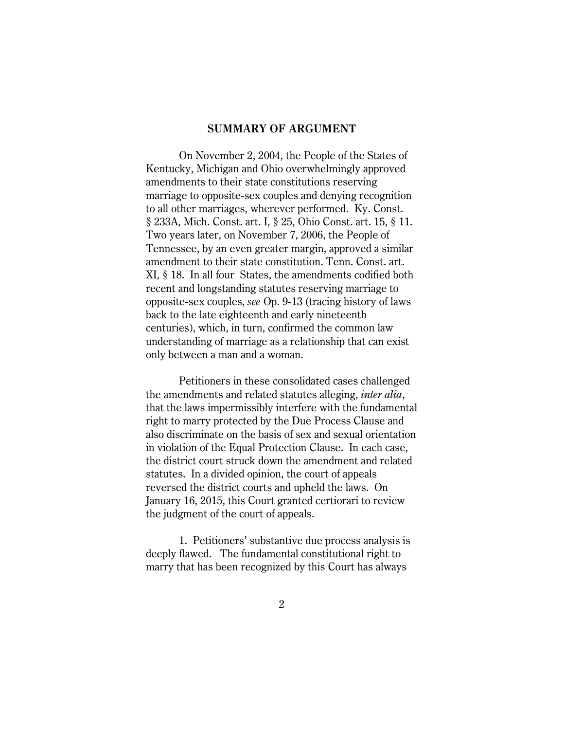## SUMMARY OF ARGUMENT

On November 2, 2004, the People of the States of Kentucky, Michigan and Ohio overwhelmingly approved amendments to their state constitutions reserving marriage to opposite-sex couples and denying recognition to all other marriages, wherever performed. Ky. Const. § 233A, Mich. Const. art. I, § 25, Ohio Const. art. 15, § 11. Two years later, on November 7, 2006, the People of Tennessee, by an even greater margin, approved a similar amendment to their state constitution. Tenn. Const. art. XI, § 18. In all four States, the amendments codified both recent and longstanding statutes reserving marriage to opposite-sex couples, *see* Op. 9-13 (tracing history of laws back to the late eighteenth and early nineteenth centuries), which, in turn, confirmed the common law understanding of marriage as a relationship that can exist only between a man and a woman.

Petitioners in these consolidated cases challenged the amendments and related statutes alleging, *inter alia*, that the laws impermissibly interfere with the fundamental right to marry protected by the Due Process Clause and also discriminate on the basis of sex and sexual orientation in violation of the Equal Protection Clause. In each case, the district court struck down the amendment and related statutes. In a divided opinion, the court of appeals reversed the district courts and upheld the laws. On January 16, 2015, this Court granted certiorari to review the judgment of the court of appeals.

1. Petitioners' substantive due process analysis is deeply flawed. The fundamental constitutional right to marry that has been recognized by this Court has always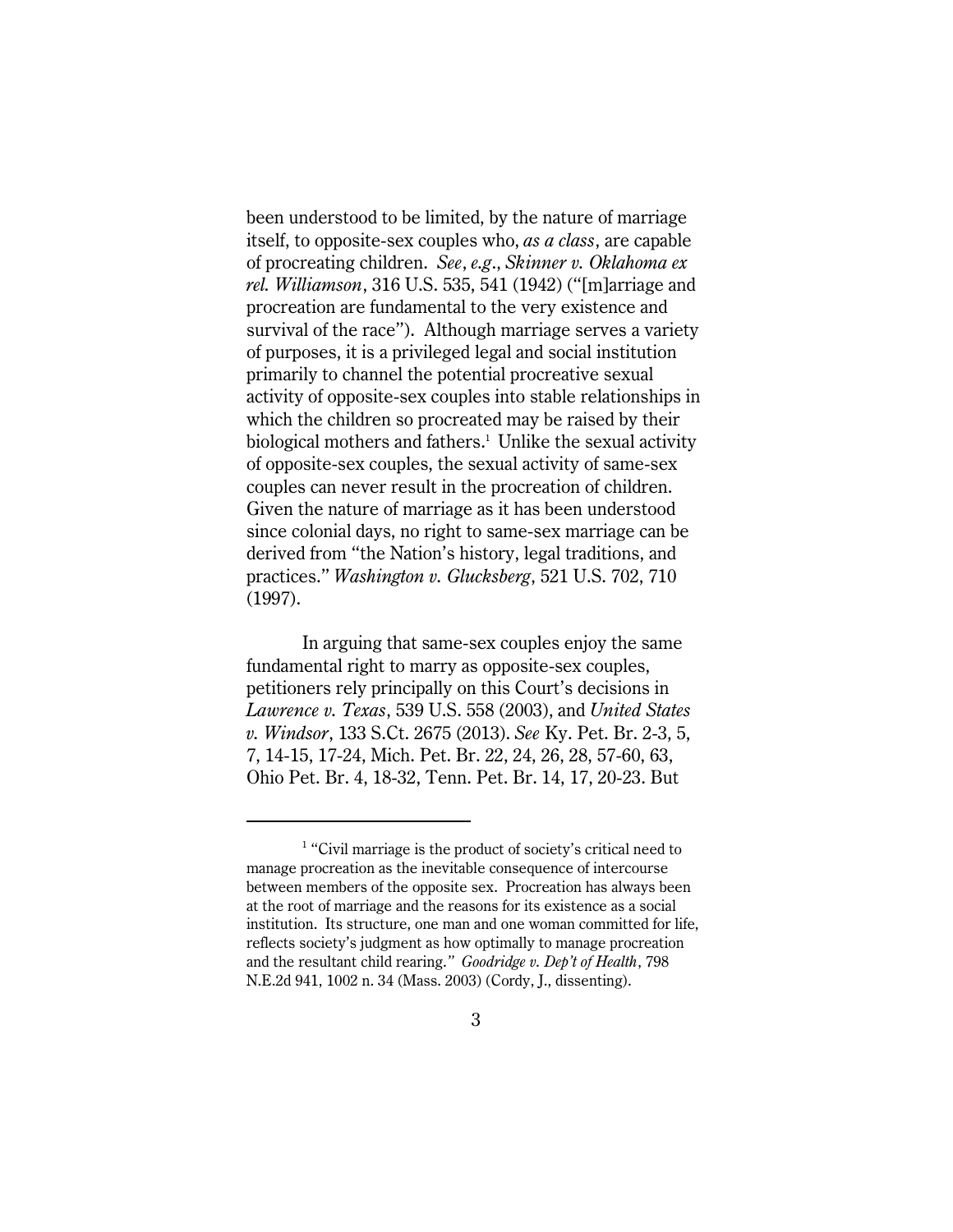been understood to be limited, by the nature of marriage itself, to opposite-sex couples who, *as a class*, are capable of procreating children. *See*, *e.g*., *Skinner v. Oklahoma ex rel. Williamson*, 316 U.S. 535, 541 (1942) ("[m]arriage and procreation are fundamental to the very existence and survival of the race"). Although marriage serves a variety of purposes, it is a privileged legal and social institution primarily to channel the potential procreative sexual activity of opposite-sex couples into stable relationships in which the children so procreated may be raised by their biological mothers and fathers.[1] Unlike the sexual activity of opposite-sex couples, the sexual activity of same-sex couples can never result in the procreation of children. Given the nature of marriage as it has been understood since colonial days, no right to same-sex marriage can be derived from "the Nation's history, legal traditions, and practices." *Washington v. Glucksberg*, 521 U.S. 702, 710 (1997).

In arguing that same-sex couples enjoy the same fundamental right to marry as opposite-sex couples, petitioners rely principally on this Court's decisions in *Lawrence v. Texas*, 539 U.S. 558 (2003), and *United States v. Windsor*, 133 S.Ct. 2675 (2013). *See* Ky. Pet. Br. 2-3, 5, 7, 14-15, 17-24, Mich. Pet. Br. 22, 24, 26, 28, 57-60, 63, Ohio Pet. Br. 4, 18-32, Tenn. Pet. Br. 14, 17, 20-23. But

---

[1] "Civil marriage is the product of society's critical need to manage procreation as the inevitable consequence of intercourse between members of the opposite sex. Procreation has always been at the root of marriage and the reasons for its existence as a social institution. Its structure, one man and one woman committed for life, reflects society's judgment as how optimally to manage procreation and the resultant child rearing." *Goodridge v. Dep't of Health*, 798 N.E.2d 941, 1002 n. 34 (Mass. 2003) (Cordy, J., dissenting).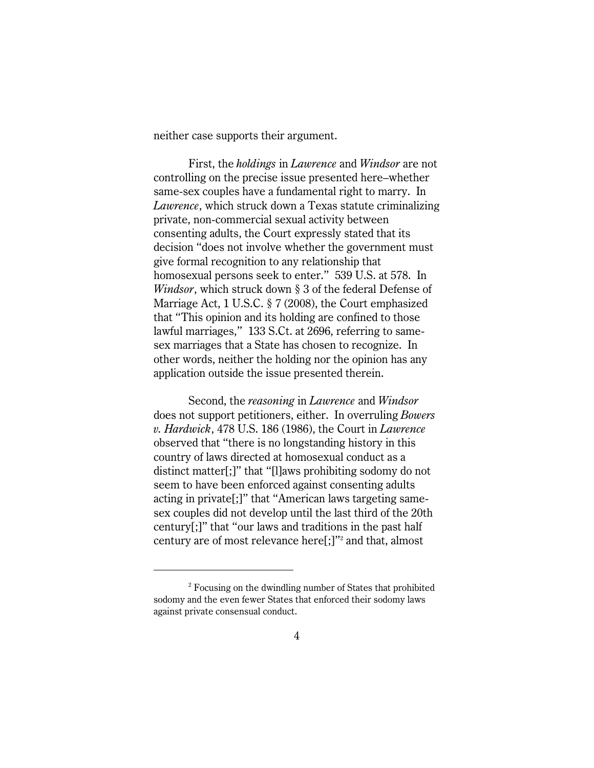neither case supports their argument.

First, the *holdings* in *Lawrence* and *Windsor* are not controlling on the precise issue presented here–whether same-sex couples have a fundamental right to marry. In *Lawrence*, which struck down a Texas statute criminalizing private, non-commercial sexual activity between consenting adults, the Court expressly stated that its decision "does not involve whether the government must give formal recognition to any relationship that homosexual persons seek to enter." 539 U.S. at 578. In *Windsor*, which struck down § 3 of the federal Defense of Marriage Act, 1 U.S.C. § 7 (2008), the Court emphasized that "This opinion and its holding are confined to those lawful marriages," 133 S.Ct. at 2696, referring to same-sex marriages that a State has chosen to recognize. In other words, neither the holding nor the opinion has any application outside the issue presented therein.

Second, the *reasoning* in *Lawrence* and *Windsor* does not support petitioners, either. In overruling *Bowers v. Hardwick*, 478 U.S. 186 (1986), the Court in *Lawrence* observed that "there is no longstanding history in this country of laws directed at homosexual conduct as a distinct matter[;]" that "[l]aws prohibiting sodomy do not seem to have been enforced against consenting adults acting in private[;]" that "American laws targeting same-sex couples did not develop until the last third of the 20th century[;]" that "our laws and traditions in the past half century are of most relevance here[;]"[2] and that, almost

[2] Focusing on the dwindling number of States that prohibited sodomy and the even fewer States that enforced their sodomy laws against private consensual conduct.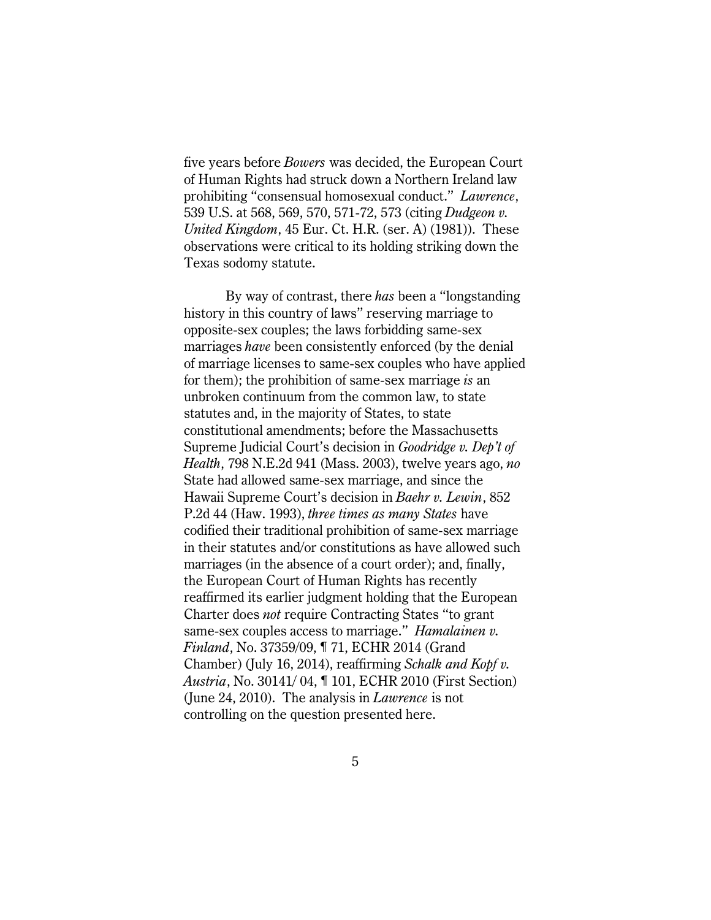five years before *Bowers* was decided, the European Court of Human Rights had struck down a Northern Ireland law prohibiting "consensual homosexual conduct." *Lawrence*, 539 U.S. at 568, 569, 570, 571-72, 573 (citing *Dudgeon v. United Kingdom*, 45 Eur. Ct. H.R. (ser. A) (1981)). These observations were critical to its holding striking down the Texas sodomy statute.

By way of contrast, there *has* been a "longstanding history in this country of laws" reserving marriage to opposite-sex couples; the laws forbidding same-sex marriages *have* been consistently enforced (by the denial of marriage licenses to same-sex couples who have applied for them); the prohibition of same-sex marriage *is* an unbroken continuum from the common law, to state statutes and, in the majority of States, to state constitutional amendments; before the Massachusetts Supreme Judicial Court's decision in *Goodridge v. Dep't of Health*, 798 N.E.2d 941 (Mass. 2003), twelve years ago, *no* State had allowed same-sex marriage, and since the Hawaii Supreme Court's decision in *Baehr v. Lewin*, 852 P.2d 44 (Haw. 1993), *three times as many States* have codified their traditional prohibition of same-sex marriage in their statutes and/or constitutions as have allowed such marriages (in the absence of a court order); and, finally, the European Court of Human Rights has recently reaffirmed its earlier judgment holding that the European Charter does *not* require Contracting States "to grant same-sex couples access to marriage." *Hamalainen v. Finland*, No. 37359/09, ¶ 71, ECHR 2014 (Grand Chamber) (July 16, 2014), reaffirming *Schalk and Kopf v. Austria*, No. 30141/ 04, ¶ 101, ECHR 2010 (First Section) (June 24, 2010). The analysis in *Lawrence* is not controlling on the question presented here.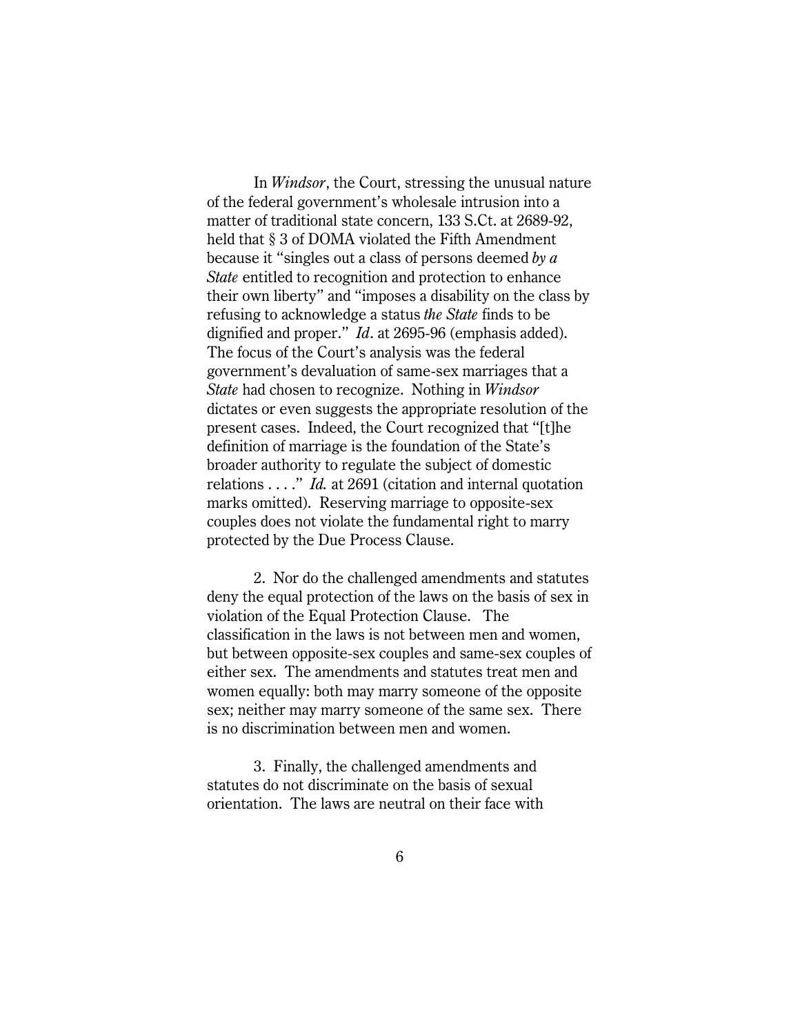In *Windsor*, the Court, stressing the unusual nature of the federal government's wholesale intrusion into a matter of traditional state concern, 133 S.Ct. at 2689-92, held that § 3 of DOMA violated the Fifth Amendment because it "singles out a class of persons deemed *by a State* entitled to recognition and protection to enhance their own liberty" and "imposes a disability on the class by refusing to acknowledge a status *the State* finds to be dignified and proper." *Id*. at 2695-96 (emphasis added). The focus of the Court's analysis was the federal government's devaluation of same-sex marriages that a *State* had chosen to recognize. Nothing in *Windsor* dictates or even suggests the appropriate resolution of the present cases. Indeed, the Court recognized that "[t]he definition of marriage is the foundation of the State's broader authority to regulate the subject of domestic relations . . . ." *Id.* at 2691 (citation and internal quotation marks omitted). Reserving marriage to opposite-sex couples does not violate the fundamental right to marry protected by the Due Process Clause.

2. Nor do the challenged amendments and statutes deny the equal protection of the laws on the basis of sex in violation of the Equal Protection Clause. The classification in the laws is not between men and women, but between opposite-sex couples and same-sex couples of either sex. The amendments and statutes treat men and women equally: both may marry someone of the opposite sex; neither may marry someone of the same sex. There is no discrimination between men and women.

3. Finally, the challenged amendments and statutes do not discriminate on the basis of sexual orientation. The laws are neutral on their face with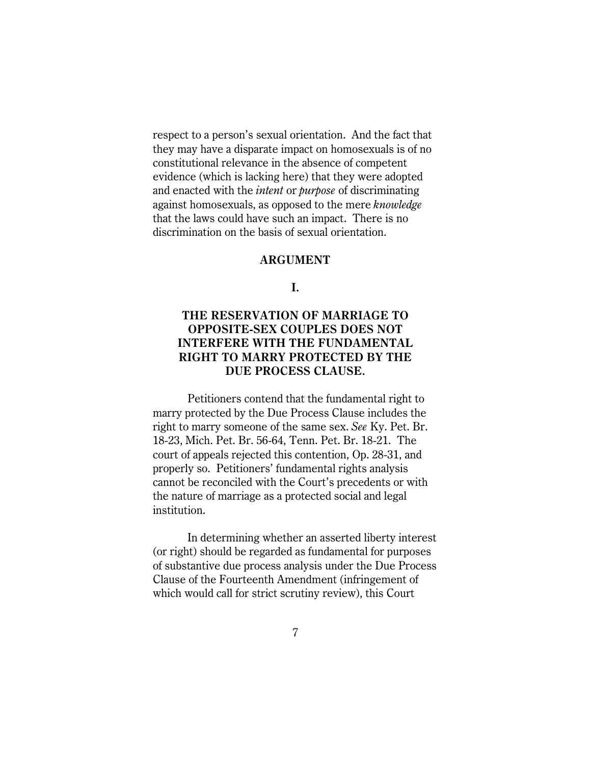respect to a person's sexual orientation. And the fact that they may have a disparate impact on homosexuals is of no constitutional relevance in the absence of competent evidence (which is lacking here) that they were adopted and enacted with the *intent* or *purpose* of discriminating against homosexuals, as opposed to the mere *knowledge* that the laws could have such an impact. There is no discrimination on the basis of sexual orientation.

## ARGUMENT

### I.

### THE RESERVATION OF MARRIAGE TO OPPOSITE-SEX COUPLES DOES NOT INTERFERE WITH THE FUNDAMENTAL RIGHT TO MARRY PROTECTED BY THE DUE PROCESS CLAUSE.

Petitioners contend that the fundamental right to marry protected by the Due Process Clause includes the right to marry someone of the same sex. *See* Ky. Pet. Br. 18-23, Mich. Pet. Br. 56-64, Tenn. Pet. Br. 18-21. The court of appeals rejected this contention, Op. 28-31, and properly so. Petitioners' fundamental rights analysis cannot be reconciled with the Court's precedents or with the nature of marriage as a protected social and legal institution.

In determining whether an asserted liberty interest (or right) should be regarded as fundamental for purposes of substantive due process analysis under the Due Process Clause of the Fourteenth Amendment (infringement of which would call for strict scrutiny review), this Court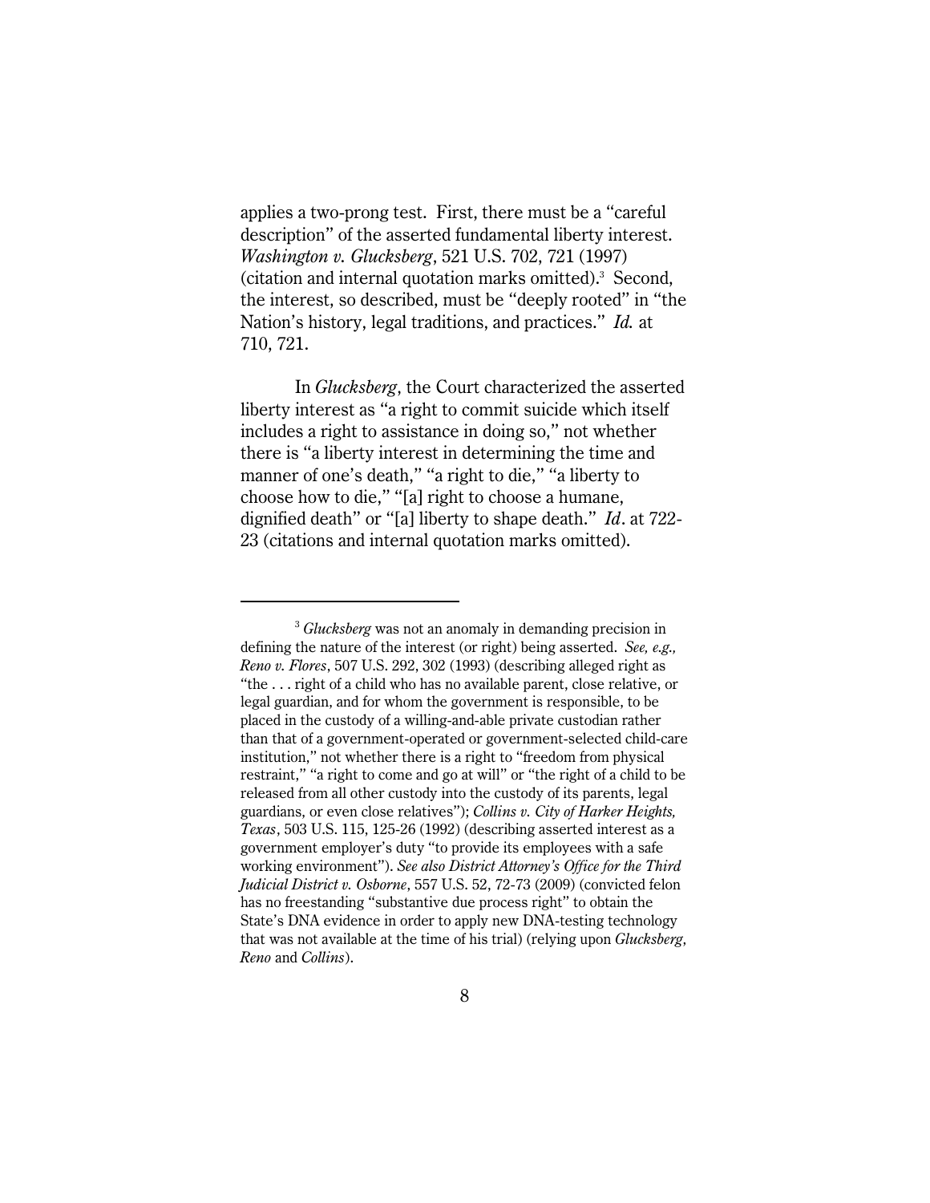applies a two-prong test. First, there must be a "careful description" of the asserted fundamental liberty interest. *Washington v. Glucksberg*, 521 U.S. 702, 721 (1997) (citation and internal quotation marks omitted).[3] Second, the interest, so described, must be "deeply rooted" in "the Nation's history, legal traditions, and practices." *Id.* at 710, 721.

In *Glucksberg*, the Court characterized the asserted liberty interest as "a right to commit suicide which itself includes a right to assistance in doing so," not whether there is "a liberty interest in determining the time and manner of one's death," "a right to die," "a liberty to choose how to die," "[a] right to choose a humane, dignified death" or "[a] liberty to shape death." *Id*. at 722-23 (citations and internal quotation marks omitted).

---

[3] *Glucksberg* was not an anomaly in demanding precision in defining the nature of the interest (or right) being asserted. *See, e.g., Reno v. Flores*, 507 U.S. 292, 302 (1993) (describing alleged right as "the . . . right of a child who has no available parent, close relative, or legal guardian, and for whom the government is responsible, to be placed in the custody of a willing-and-able private custodian rather than that of a government-operated or government-selected child-care institution," not whether there is a right to "freedom from physical restraint," "a right to come and go at will" or "the right of a child to be released from all other custody into the custody of its parents, legal guardians, or even close relatives"); *Collins v. City of Harker Heights, Texas*, 503 U.S. 115, 125-26 (1992) (describing asserted interest as a government employer's duty "to provide its employees with a safe working environment"). *See also District Attorney's Office for the Third Judicial District v. Osborne*, 557 U.S. 52, 72-73 (2009) (convicted felon has no freestanding "substantive due process right" to obtain the State's DNA evidence in order to apply new DNA-testing technology that was not available at the time of his trial) (relying upon *Glucksberg, Reno* and *Collins*).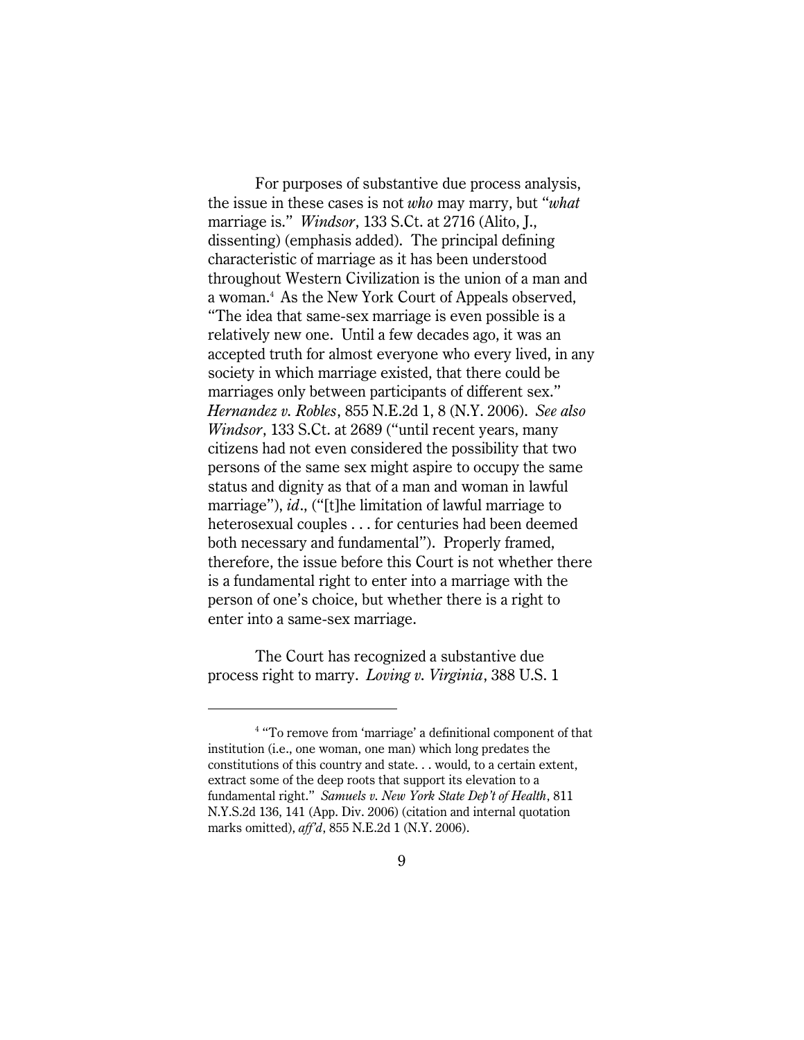For purposes of substantive due process analysis, the issue in these cases is not *who* may marry, but "*what* marriage is." *Windsor*, 133 S.Ct. at 2716 (Alito, J., dissenting) (emphasis added). The principal defining characteristic of marriage as it has been understood throughout Western Civilization is the union of a man and a woman.[4] As the New York Court of Appeals observed, "The idea that same-sex marriage is even possible is a relatively new one. Until a few decades ago, it was an accepted truth for almost everyone who every lived, in any society in which marriage existed, that there could be marriages only between participants of different sex." *Hernandez v. Robles*, 855 N.E.2d 1, 8 (N.Y. 2006). *See also Windsor*, 133 S.Ct. at 2689 ("until recent years, many citizens had not even considered the possibility that two persons of the same sex might aspire to occupy the same status and dignity as that of a man and woman in lawful marriage"), *id*., ("[t]he limitation of lawful marriage to heterosexual couples . . . for centuries had been deemed both necessary and fundamental"). Properly framed, therefore, the issue before this Court is not whether there is a fundamental right to enter into a marriage with the person of one's choice, but whether there is a right to enter into a same-sex marriage.

The Court has recognized a substantive due process right to marry. *Loving v. Virginia*, 388 U.S. 1

---

[4] "To remove from 'marriage' a definitional component of that institution (i.e., one woman, one man) which long predates the constitutions of this country and state. . . would, to a certain extent, extract some of the deep roots that support its elevation to a fundamental right." *Samuels v. New York State Dep't of Health*, 811 N.Y.S.2d 136, 141 (App. Div. 2006) (citation and internal quotation marks omitted), *aff'd*, 855 N.E.2d 1 (N.Y. 2006).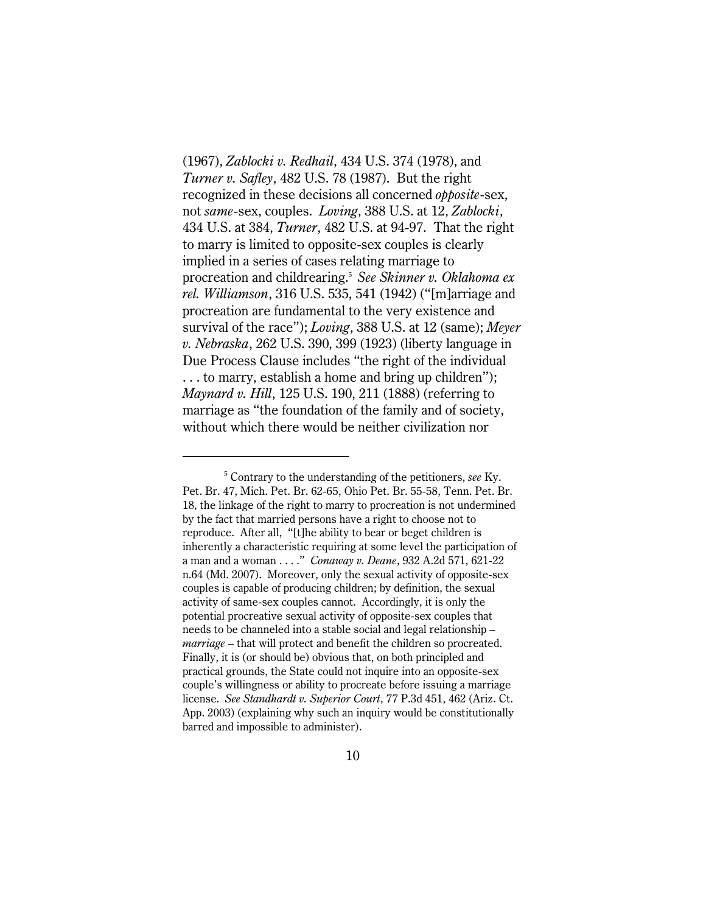(1967), *Zablocki v. Redhail*, 434 U.S. 374 (1978), and *Turner v. Safley*, 482 U.S. 78 (1987). But the right recognized in these decisions all concerned *opposite*-sex, not *same*-sex, couples. *Loving*, 388 U.S. at 12, *Zablocki*, 434 U.S. at 384, *Turner*, 482 U.S. at 94-97. That the right to marry is limited to opposite-sex couples is clearly implied in a series of cases relating marriage to procreation and childrearing.[5] *See Skinner v. Oklahoma ex rel. Williamson*, 316 U.S. 535, 541 (1942) ("[m]arriage and procreation are fundamental to the very existence and survival of the race"); *Loving*, 388 U.S. at 12 (same); *Meyer v. Nebraska*, 262 U.S. 390, 399 (1923) (liberty language in Due Process Clause includes "the right of the individual . . . to marry, establish a home and bring up children"); *Maynard v. Hill*, 125 U.S. 190, 211 (1888) (referring to marriage as "the foundation of the family and of society, without which there would be neither civilization nor

---

[5] Contrary to the understanding of the petitioners, *see* Ky. Pet. Br. 47, Mich. Pet. Br. 62-65, Ohio Pet. Br. 55-58, Tenn. Pet. Br. 18, the linkage of the right to marry to procreation is not undermined by the fact that married persons have a right to choose not to reproduce. After all, "[t]he ability to bear or beget children is inherently a characteristic requiring at some level the participation of a man and a woman . . . ." *Conaway v. Deane*, 932 A.2d 571, 621-22 n.64 (Md. 2007). Moreover, only the sexual activity of opposite-sex couples is capable of producing children; by definition, the sexual activity of same-sex couples cannot. Accordingly, it is only the potential procreative sexual activity of opposite-sex couples that needs to be channeled into a stable social and legal relationship – *marriage* – that will protect and benefit the children so procreated. Finally, it is (or should be) obvious that, on both principled and practical grounds, the State could not inquire into an opposite-sex couple's willingness or ability to procreate before issuing a marriage license. *See Standhardt v. Superior Court*, 77 P.3d 451, 462 (Ariz. Ct. App. 2003) (explaining why such an inquiry would be constitutionally barred and impossible to administer).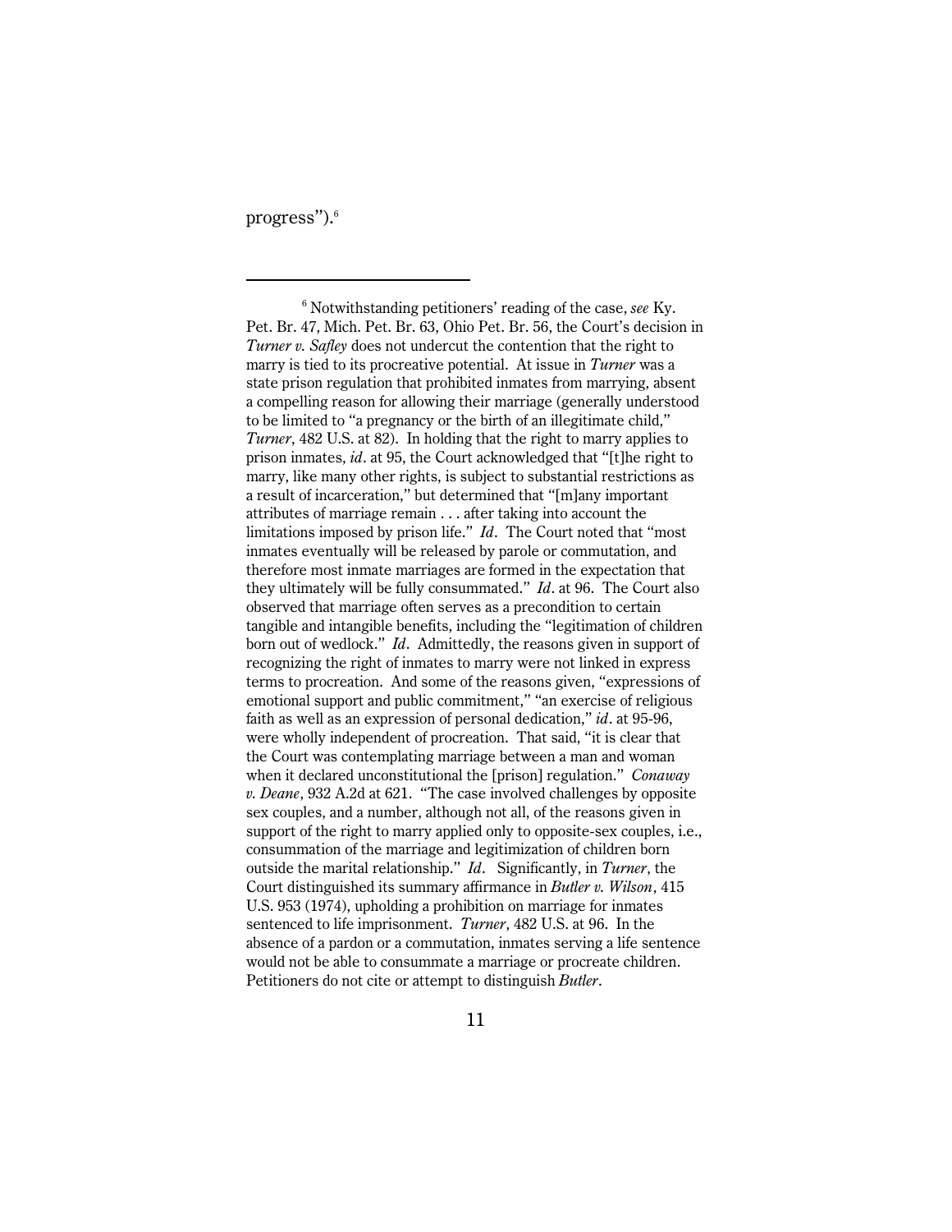progress").[6]

---

[6] Notwithstanding petitioners' reading of the case, *see* Ky. Pet. Br. 47, Mich. Pet. Br. 63, Ohio Pet. Br. 56, the Court's decision in *Turner v. Safley* does not undercut the contention that the right to marry is tied to its procreative potential. At issue in *Turner* was a state prison regulation that prohibited inmates from marrying, absent a compelling reason for allowing their marriage (generally understood to be limited to "a pregnancy or the birth of an illegitimate child," *Turner*, 482 U.S. at 82). In holding that the right to marry applies to prison inmates, *id*. at 95, the Court acknowledged that "[t]he right to marry, like many other rights, is subject to substantial restrictions as a result of incarceration," but determined that "[m]any important attributes of marriage remain . . . after taking into account the limitations imposed by prison life." *Id*. The Court noted that "most inmates eventually will be released by parole or commutation, and therefore most inmate marriages are formed in the expectation that they ultimately will be fully consummated." *Id*. at 96. The Court also observed that marriage often serves as a precondition to certain tangible and intangible benefits, including the "legitimation of children born out of wedlock." *Id*. Admittedly, the reasons given in support of recognizing the right of inmates to marry were not linked in express terms to procreation. And some of the reasons given, "expressions of emotional support and public commitment," "an exercise of religious faith as well as an expression of personal dedication," *id*. at 95-96, were wholly independent of procreation. That said, "it is clear that the Court was contemplating marriage between a man and woman when it declared unconstitutional the [prison] regulation." *Conaway v. Deane*, 932 A.2d at 621. "The case involved challenges by opposite sex couples, and a number, although not all, of the reasons given in support of the right to marry applied only to opposite-sex couples, i.e., consummation of the marriage and legitimization of children born outside the marital relationship." *Id*. Significantly, in *Turner*, the Court distinguished its summary affirmance in *Butler v. Wilson*, 415 U.S. 953 (1974), upholding a prohibition on marriage for inmates sentenced to life imprisonment. *Turner*, 482 U.S. at 96. In the absence of a pardon or a commutation, inmates serving a life sentence would not be able to consummate a marriage or procreate children. Petitioners do not cite or attempt to distinguish *Butler*.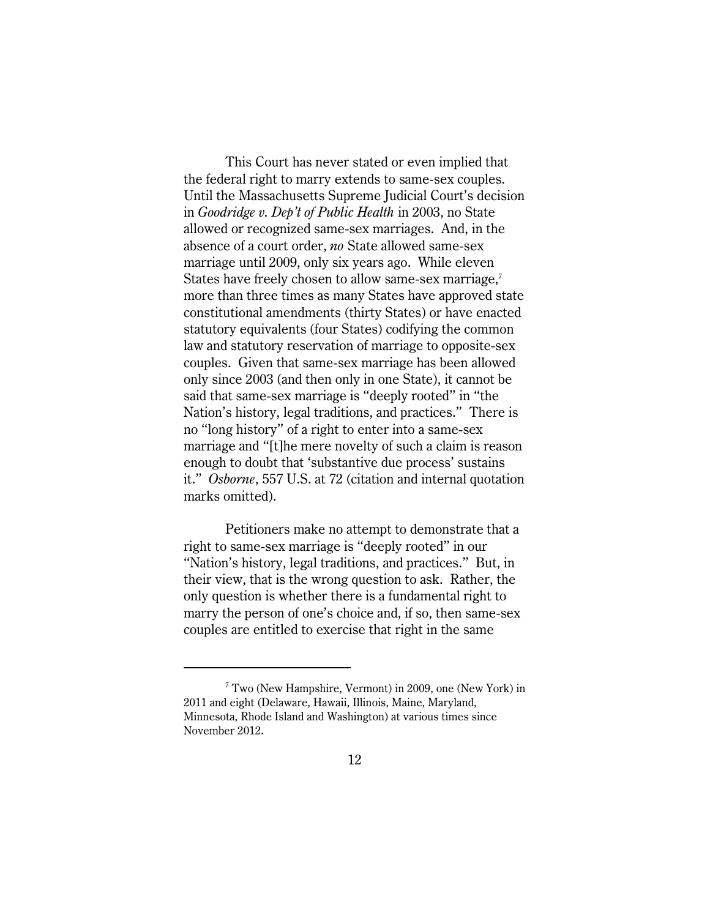This Court has never stated or even implied that the federal right to marry extends to same-sex couples. Until the Massachusetts Supreme Judicial Court's decision in *Goodridge v. Dep't of Public Health* in 2003, no State allowed or recognized same-sex marriages. And, in the absence of a court order, *no* State allowed same-sex marriage until 2009, only six years ago. While eleven States have freely chosen to allow same-sex marriage,[7] more than three times as many States have approved state constitutional amendments (thirty States) or have enacted statutory equivalents (four States) codifying the common law and statutory reservation of marriage to opposite-sex couples. Given that same-sex marriage has been allowed only since 2003 (and then only in one State), it cannot be said that same-sex marriage is "deeply rooted" in "the Nation's history, legal traditions, and practices." There is no "long history" of a right to enter into a same-sex marriage and "[t]he mere novelty of such a claim is reason enough to doubt that 'substantive due process' sustains it." *Osborne*, 557 U.S. at 72 (citation and internal quotation marks omitted).

Petitioners make no attempt to demonstrate that a right to same-sex marriage is "deeply rooted" in our "Nation's history, legal traditions, and practices." But, in their view, that is the wrong question to ask. Rather, the only question is whether there is a fundamental right to marry the person of one's choice and, if so, then same-sex couples are entitled to exercise that right in the same

---

[7] Two (New Hampshire, Vermont) in 2009, one (New York) in 2011 and eight (Delaware, Hawaii, Illinois, Maine, Maryland, Minnesota, Rhode Island and Washington) at various times since November 2012.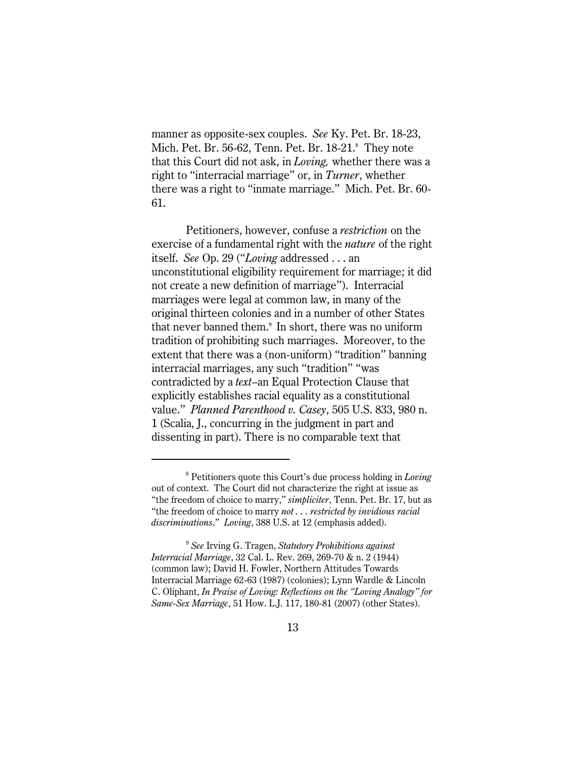manner as opposite-sex couples. *See* Ky. Pet. Br. 18-23, Mich. Pet. Br. 56-62, Tenn. Pet. Br. 18-21.[8] They note that this Court did not ask, in *Loving,* whether there was a right to "interracial marriage" or, in *Turner*, whether there was a right to "inmate marriage." Mich. Pet. Br. 60-61.

Petitioners, however, confuse a *restriction* on the exercise of a fundamental right with the *nature* of the right itself. *See* Op. 29 ("*Loving* addressed . . . an unconstitutional eligibility requirement for marriage; it did not create a new definition of marriage"). Interracial marriages were legal at common law, in many of the original thirteen colonies and in a number of other States that never banned them.[9] In short, there was no uniform tradition of prohibiting such marriages. Moreover, to the extent that there was a (non-uniform) "tradition" banning interracial marriages, any such "tradition" "was contradicted by a *text*–an Equal Protection Clause that explicitly establishes racial equality as a constitutional value." *Planned Parenthood v. Casey*, 505 U.S. 833, 980 n. 1 (Scalia, J., concurring in the judgment in part and dissenting in part). There is no comparable text that

---

[8] Petitioners quote this Court's due process holding in *Loving* out of context. The Court did not characterize the right at issue as "the freedom of choice to marry," *simpliciter*, Tenn. Pet. Br. 17, but as "the freedom of choice to marry *not . . . restricted by invidious racial discriminations*." *Loving*, 388 U.S. at 12 (emphasis added).

[9] *See* Irving G. Tragen, *Statutory Prohibitions against Interracial Marriage*, 32 Cal. L. Rev. 269, 269-70 & n. 2 (1944) (common law); David H. Fowler, Northern Attitudes Towards Interracial Marriage 62-63 (1987) (colonies); Lynn Wardle & Lincoln C. Oliphant, *In Praise of Loving: Reflections on the "Loving Analogy" for Same-Sex Marriage*, 51 How. L.J. 117, 180-81 (2007) (other States).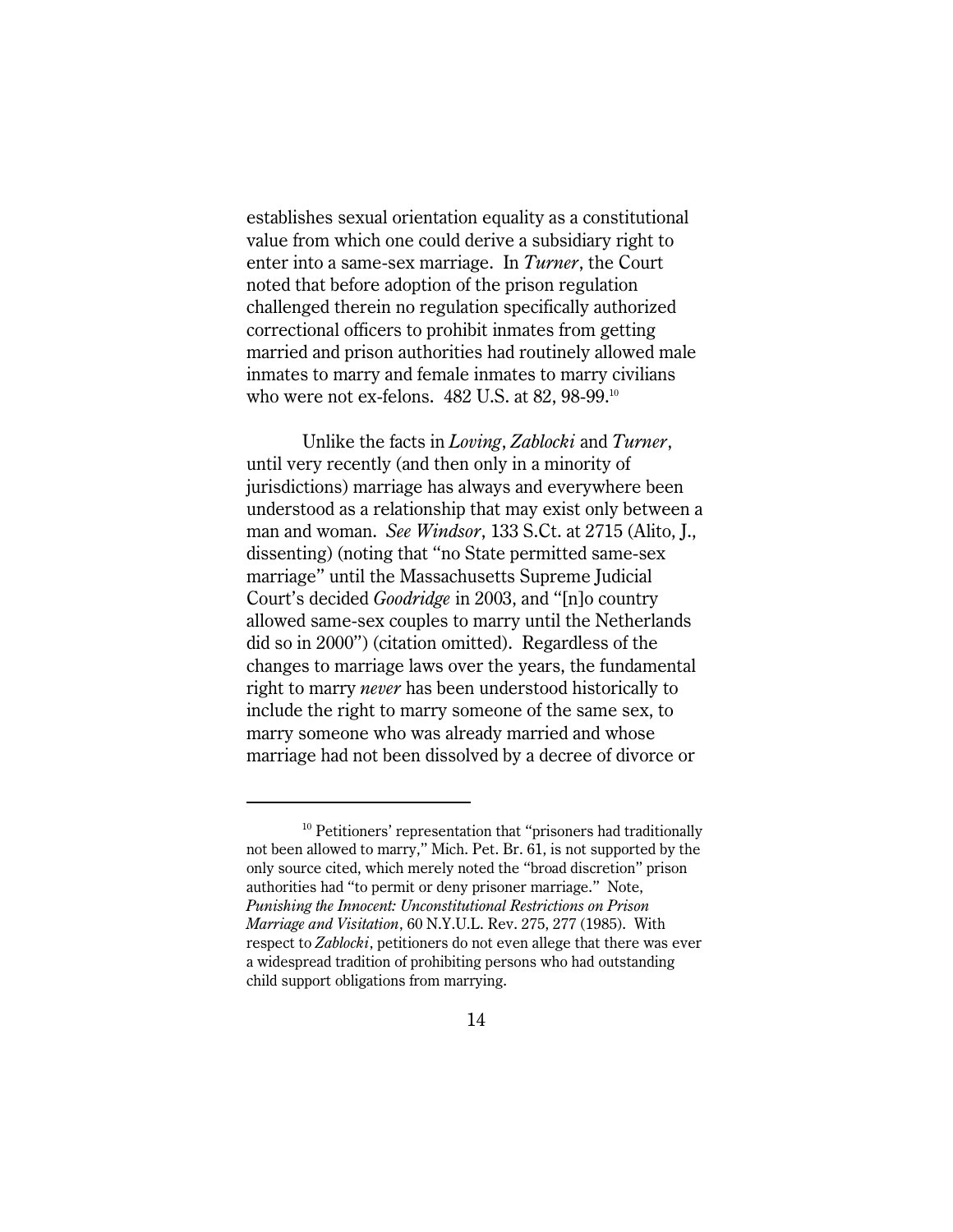establishes sexual orientation equality as a constitutional value from which one could derive a subsidiary right to enter into a same-sex marriage. In *Turner*, the Court noted that before adoption of the prison regulation challenged therein no regulation specifically authorized correctional officers to prohibit inmates from getting married and prison authorities had routinely allowed male inmates to marry and female inmates to marry civilians who were not ex-felons. 482 U.S. at 82, 98-99.[10]

Unlike the facts in *Loving*, *Zablocki* and *Turner*, until very recently (and then only in a minority of jurisdictions) marriage has always and everywhere been understood as a relationship that may exist only between a man and woman. *See Windsor*, 133 S.Ct. at 2715 (Alito, J., dissenting) (noting that "no State permitted same-sex marriage" until the Massachusetts Supreme Judicial Court's decided *Goodridge* in 2003, and "[n]o country allowed same-sex couples to marry until the Netherlands did so in 2000") (citation omitted). Regardless of the changes to marriage laws over the years, the fundamental right to marry *never* has been understood historically to include the right to marry someone of the same sex, to marry someone who was already married and whose marriage had not been dissolved by a decree of divorce or

---

[10] Petitioners' representation that "prisoners had traditionally not been allowed to marry," Mich. Pet. Br. 61, is not supported by the only source cited, which merely noted the "broad discretion" prison authorities had "to permit or deny prisoner marriage." Note, *Punishing the Innocent: Unconstitutional Restrictions on Prison Marriage and Visitation*, 60 N.Y.U.L. Rev. 275, 277 (1985). With respect to *Zablocki*, petitioners do not even allege that there was ever a widespread tradition of prohibiting persons who had outstanding child support obligations from marrying.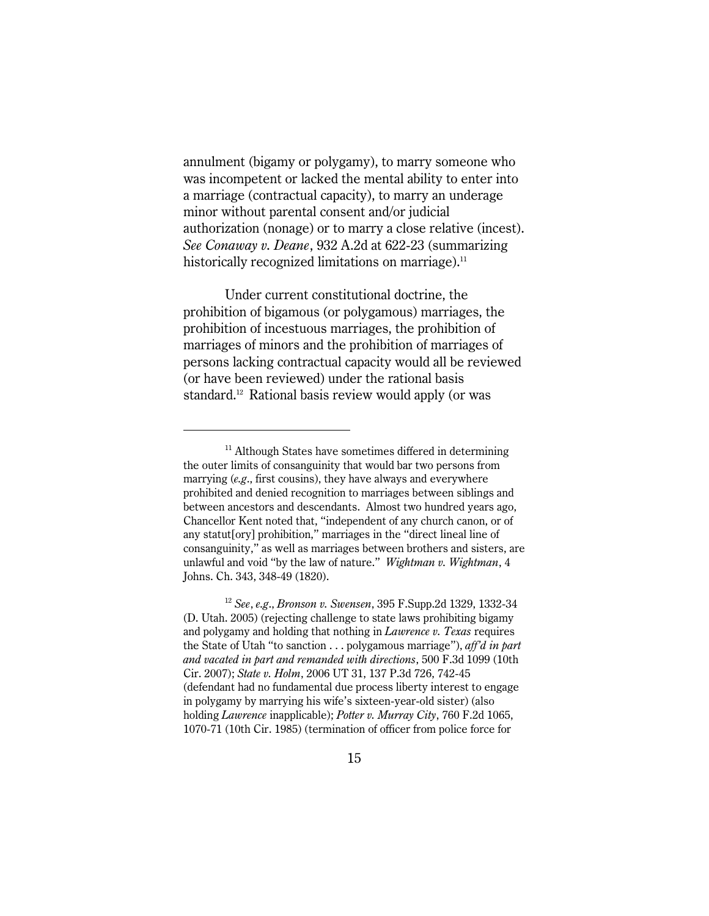annulment (bigamy or polygamy), to marry someone who was incompetent or lacked the mental ability to enter into a marriage (contractual capacity), to marry an underage minor without parental consent and/or judicial authorization (nonage) or to marry a close relative (incest). *See Conaway v. Deane*, 932 A.2d at 622-23 (summarizing historically recognized limitations on marriage).[11]

Under current constitutional doctrine, the prohibition of bigamous (or polygamous) marriages, the prohibition of incestuous marriages, the prohibition of marriages of minors and the prohibition of marriages of persons lacking contractual capacity would all be reviewed (or have been reviewed) under the rational basis standard.[12] Rational basis review would apply (or was

---

[11] Although States have sometimes differed in determining the outer limits of consanguinity that would bar two persons from marrying (*e.g.*, first cousins), they have always and everywhere prohibited and denied recognition to marriages between siblings and between ancestors and descendants. Almost two hundred years ago, Chancellor Kent noted that, "independent of any church canon, or of any statut[ory] prohibition," marriages in the "direct lineal line of consanguinity," as well as marriages between brothers and sisters, are unlawful and void "by the law of nature." *Wightman v. Wightman*, 4 Johns. Ch. 343, 348-49 (1820).

[12] *See*, *e.g.*, *Bronson v. Swensen*, 395 F.Supp.2d 1329, 1332-34 (D. Utah. 2005) (rejecting challenge to state laws prohibiting bigamy and polygamy and holding that nothing in *Lawrence v. Texas* requires the State of Utah "to sanction . . . polygamous marriage"), *aff'd in part and vacated in part and remanded with directions*, 500 F.3d 1099 (10th Cir. 2007); *State v. Holm*, 2006 UT 31, 137 P.3d 726, 742-45 (defendant had no fundamental due process liberty interest to engage in polygamy by marrying his wife's sixteen-year-old sister) (also holding *Lawrence* inapplicable); *Potter v. Murray City*, 760 F.2d 1065, 1070-71 (10th Cir. 1985) (termination of officer from police force for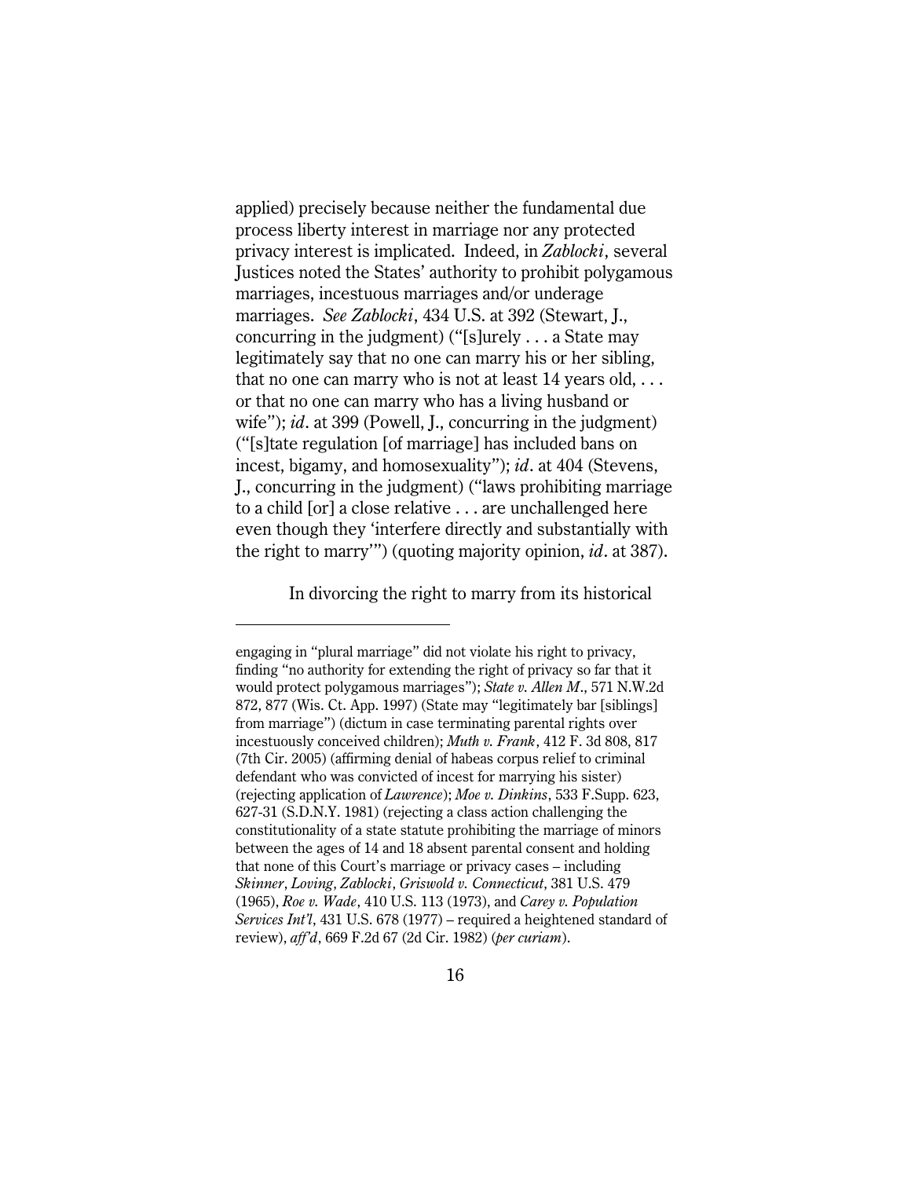applied) precisely because neither the fundamental due process liberty interest in marriage nor any protected privacy interest is implicated. Indeed, in *Zablocki*, several Justices noted the States' authority to prohibit polygamous marriages, incestuous marriages and/or underage marriages. *See Zablocki*, 434 U.S. at 392 (Stewart, J., concurring in the judgment) ("[s]urely . . . a State may legitimately say that no one can marry his or her sibling, that no one can marry who is not at least 14 years old, . . . or that no one can marry who has a living husband or wife"); *id*. at 399 (Powell, J., concurring in the judgment) ("[s]tate regulation [of marriage] has included bans on incest, bigamy, and homosexuality"); *id*. at 404 (Stevens, J., concurring in the judgment) ("laws prohibiting marriage to a child [or] a close relative . . . are unchallenged here even though they 'interfere directly and substantially with the right to marry'") (quoting majority opinion, *id*. at 387).

In divorcing the right to marry from its historical

---

engaging in "plural marriage" did not violate his right to privacy, finding "no authority for extending the right of privacy so far that it would protect polygamous marriages"); *State v. Allen M*., 571 N.W.2d 872, 877 (Wis. Ct. App. 1997) (State may "legitimately bar [siblings] from marriage") (dictum in case terminating parental rights over incestuously conceived children); *Muth v. Frank*, 412 F. 3d 808, 817 (7th Cir. 2005) (affirming denial of habeas corpus relief to criminal defendant who was convicted of incest for marrying his sister) (rejecting application of *Lawrence*); *Moe v. Dinkins*, 533 F.Supp. 623, 627-31 (S.D.N.Y. 1981) (rejecting a class action challenging the constitutionality of a state statute prohibiting the marriage of minors between the ages of 14 and 18 absent parental consent and holding that none of this Court's marriage or privacy cases – including *Skinner*, *Loving*, *Zablocki*, *Griswold v. Connecticut*, 381 U.S. 479 (1965), *Roe v. Wade*, 410 U.S. 113 (1973), and *Carey v. Population Services Int'l*, 431 U.S. 678 (1977) – required a heightened standard of review), *aff'd*, 669 F.2d 67 (2d Cir. 1982) (*per curiam*).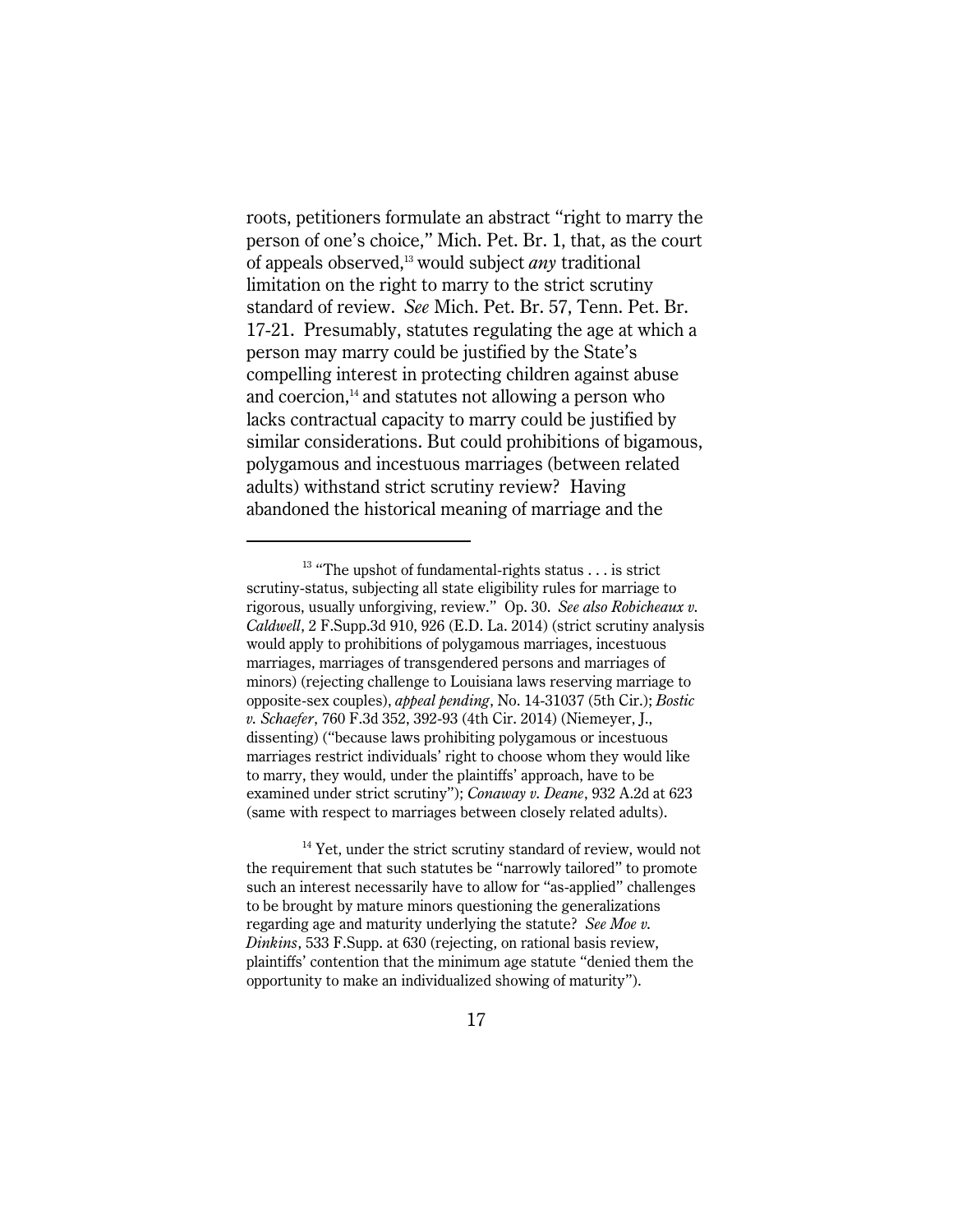roots, petitioners formulate an abstract "right to marry the person of one's choice," Mich. Pet. Br. 1, that, as the court of appeals observed,[13] would subject *any* traditional limitation on the right to marry to the strict scrutiny standard of review. *See* Mich. Pet. Br. 57, Tenn. Pet. Br. 17-21. Presumably, statutes regulating the age at which a person may marry could be justified by the State's compelling interest in protecting children against abuse and coercion,[14] and statutes not allowing a person who lacks contractual capacity to marry could be justified by similar considerations. But could prohibitions of bigamous, polygamous and incestuous marriages (between related adults) withstand strict scrutiny review? Having abandoned the historical meaning of marriage and the

---

[13] "The upshot of fundamental-rights status . . . is strict scrutiny-status, subjecting all state eligibility rules for marriage to rigorous, usually unforgiving, review." Op. 30. *See also Robicheaux v. Caldwell*, 2 F.Supp.3d 910, 926 (E.D. La. 2014) (strict scrutiny analysis would apply to prohibitions of polygamous marriages, incestuous marriages, marriages of transgendered persons and marriages of minors) (rejecting challenge to Louisiana laws reserving marriage to opposite-sex couples), *appeal pending*, No. 14-31037 (5th Cir.); *Bostic v. Schaefer*, 760 F.3d 352, 392-93 (4th Cir. 2014) (Niemeyer, J., dissenting) ("because laws prohibiting polygamous or incestuous marriages restrict individuals' right to choose whom they would like to marry, they would, under the plaintiffs' approach, have to be examined under strict scrutiny"); *Conaway v. Deane*, 932 A.2d at 623 (same with respect to marriages between closely related adults).

[14] Yet, under the strict scrutiny standard of review, would not the requirement that such statutes be "narrowly tailored" to promote such an interest necessarily have to allow for "as-applied" challenges to be brought by mature minors questioning the generalizations regarding age and maturity underlying the statute? *See Moe v. Dinkins*, 533 F.Supp. at 630 (rejecting, on rational basis review, plaintiffs' contention that the minimum age statute "denied them the opportunity to make an individualized showing of maturity").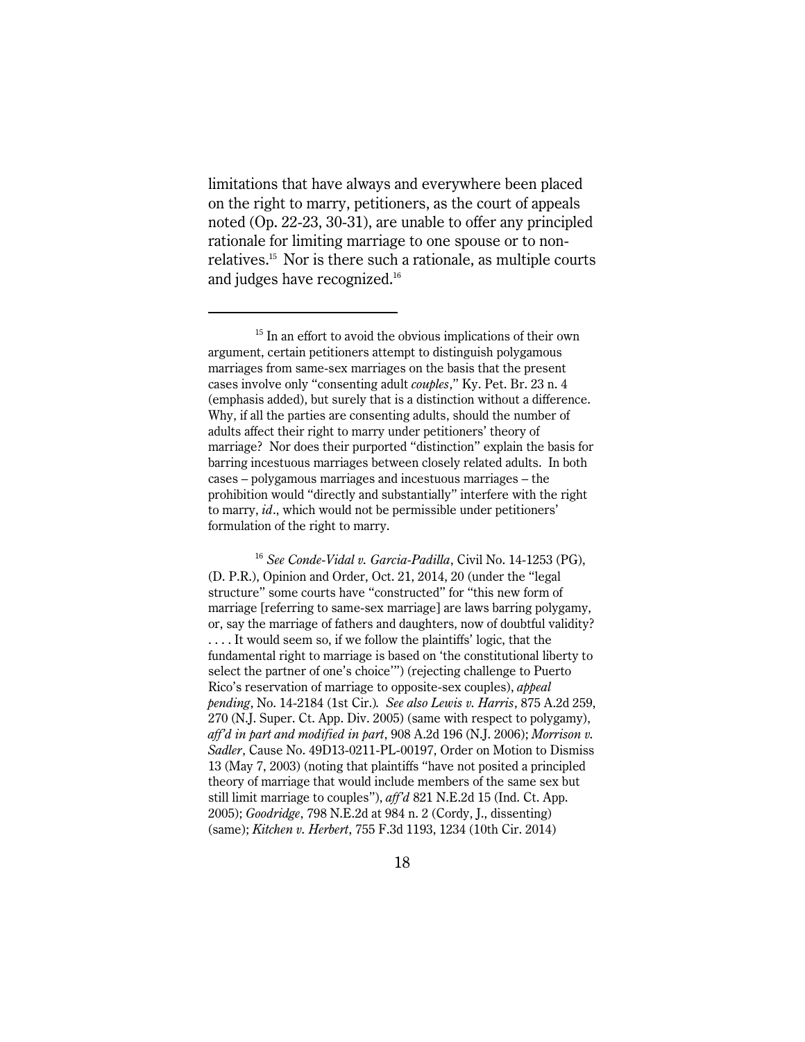limitations that have always and everywhere been placed on the right to marry, petitioners, as the court of appeals noted (Op. 22-23, 30-31), are unable to offer any principled rationale for limiting marriage to one spouse or to non-relatives.[15] Nor is there such a rationale, as multiple courts and judges have recognized.[16]

---

[15] In an effort to avoid the obvious implications of their own argument, certain petitioners attempt to distinguish polygamous marriages from same-sex marriages on the basis that the present cases involve only "consenting adult *couples*," Ky. Pet. Br. 23 n. 4 (emphasis added), but surely that is a distinction without a difference. Why, if all the parties are consenting adults, should the number of adults affect their right to marry under petitioners' theory of marriage? Nor does their purported "distinction" explain the basis for barring incestuous marriages between closely related adults. In both cases – polygamous marriages and incestuous marriages – the prohibition would "directly and substantially" interfere with the right to marry, *id*., which would not be permissible under petitioners' formulation of the right to marry.

[16] *See Conde-Vidal v. Garcia-Padilla*, Civil No. 14-1253 (PG), (D. P.R.), Opinion and Order, Oct. 21, 2014, 20 (under the "legal structure" some courts have "constructed" for "this new form of marriage [referring to same-sex marriage] are laws barring polygamy, or, say the marriage of fathers and daughters, now of doubtful validity? . . . . It would seem so, if we follow the plaintiffs' logic, that the fundamental right to marriage is based on 'the constitutional liberty to select the partner of one's choice'") (rejecting challenge to Puerto Rico's reservation of marriage to opposite-sex couples), *appeal pending*, No. 14-2184 (1st Cir.). *See also Lewis v. Harris*, 875 A.2d 259, 270 (N.J. Super. Ct. App. Div. 2005) (same with respect to polygamy), *aff'd in part and modified in part*, 908 A.2d 196 (N.J. 2006); *Morrison v. Sadler*, Cause No. 49D13-0211-PL-00197, Order on Motion to Dismiss 13 (May 7, 2003) (noting that plaintiffs "have not posited a principled theory of marriage that would include members of the same sex but still limit marriage to couples"), *aff'd* 821 N.E.2d 15 (Ind. Ct. App. 2005); *Goodridge*, 798 N.E.2d at 984 n. 2 (Cordy, J., dissenting) (same); *Kitchen v. Herbert*, 755 F.3d 1193, 1234 (10th Cir. 2014)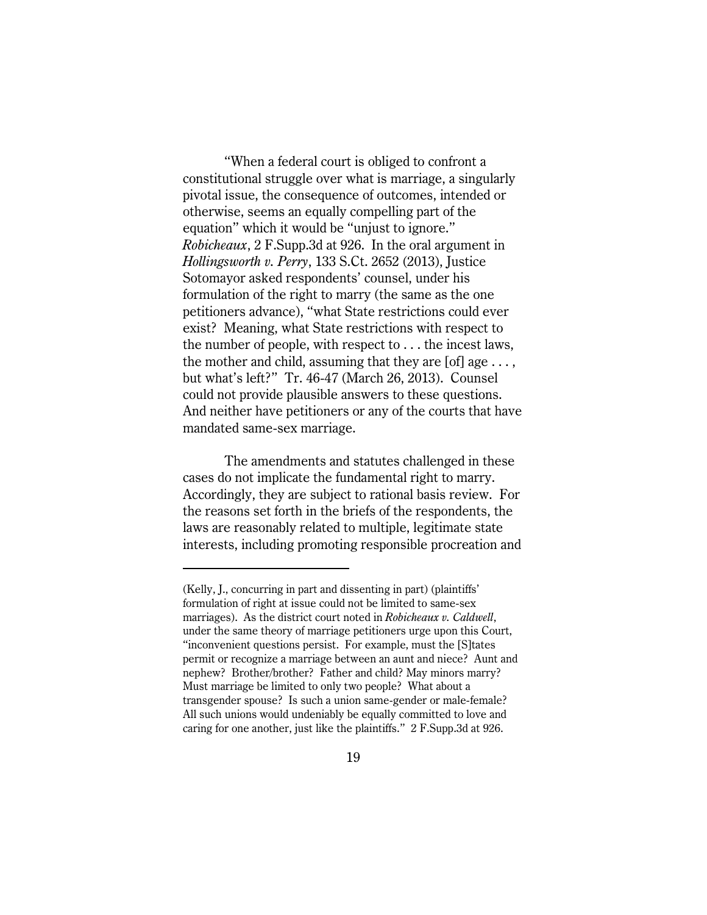"When a federal court is obliged to confront a constitutional struggle over what is marriage, a singularly pivotal issue, the consequence of outcomes, intended or otherwise, seems an equally compelling part of the equation" which it would be "unjust to ignore." *Robicheaux*, 2 F.Supp.3d at 926. In the oral argument in *Hollingsworth v. Perry*, 133 S.Ct. 2652 (2013), Justice Sotomayor asked respondents' counsel, under his formulation of the right to marry (the same as the one petitioners advance), "what State restrictions could ever exist? Meaning, what State restrictions with respect to the number of people, with respect to . . . the incest laws, the mother and child, assuming that they are [of] age . . . , but what's left?" Tr. 46-47 (March 26, 2013). Counsel could not provide plausible answers to these questions. And neither have petitioners or any of the courts that have mandated same-sex marriage.

The amendments and statutes challenged in these cases do not implicate the fundamental right to marry. Accordingly, they are subject to rational basis review. For the reasons set forth in the briefs of the respondents, the laws are reasonably related to multiple, legitimate state interests, including promoting responsible procreation and

---

(Kelly, J., concurring in part and dissenting in part) (plaintiffs' formulation of right at issue could not be limited to same-sex marriages). As the district court noted in *Robicheaux v. Caldwell*, under the same theory of marriage petitioners urge upon this Court, "inconvenient questions persist. For example, must the [S]tates permit or recognize a marriage between an aunt and niece? Aunt and nephew? Brother/brother? Father and child? May minors marry? Must marriage be limited to only two people? What about a transgender spouse? Is such a union same-gender or male-female? All such unions would undeniably be equally committed to love and caring for one another, just like the plaintiffs." 2 F.Supp.3d at 926.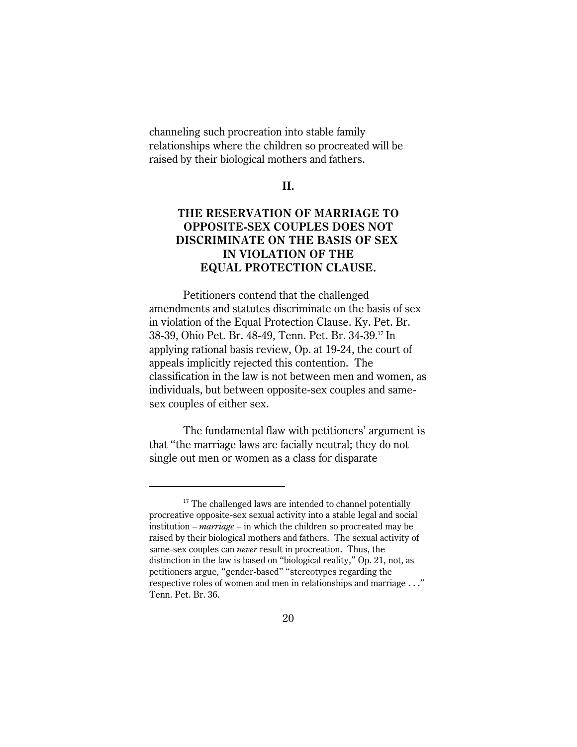channeling such procreation into stable family relationships where the children so procreated will be raised by their biological mothers and fathers.

## II.

## THE RESERVATION OF MARRIAGE TO OPPOSITE-SEX COUPLES DOES NOT DISCRIMINATE ON THE BASIS OF SEX IN VIOLATION OF THE EQUAL PROTECTION CLAUSE.

Petitioners contend that the challenged amendments and statutes discriminate on the basis of sex in violation of the Equal Protection Clause. Ky. Pet. Br. 38-39, Ohio Pet. Br. 48-49, Tenn. Pet. Br. 34-39.[17] In applying rational basis review, Op. at 19-24, the court of appeals implicitly rejected this contention. The classification in the law is not between men and women, as individuals, but between opposite-sex couples and same-sex couples of either sex.

The fundamental flaw with petitioners' argument is that "the marriage laws are facially neutral; they do not single out men or women as a class for disparate

---

[17] The challenged laws are intended to channel potentially procreative opposite-sex sexual activity into a stable legal and social institution – *marriage* – in which the children so procreated may be raised by their biological mothers and fathers. The sexual activity of same-sex couples can *never* result in procreation. Thus, the distinction in the law is based on "biological reality," Op. 21, not, as petitioners argue, "gender-based" "stereotypes regarding the respective roles of women and men in relationships and marriage . . ." Tenn. Pet. Br. 36.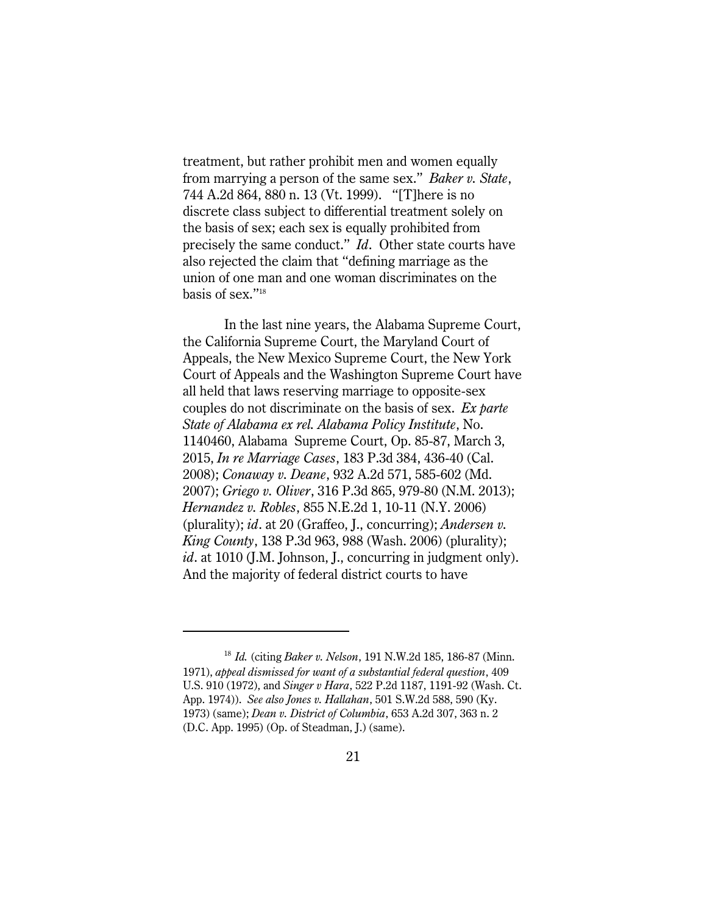treatment, but rather prohibit men and women equally from marrying a person of the same sex." *Baker v. State*, 744 A.2d 864, 880 n. 13 (Vt. 1999). "[T]here is no discrete class subject to differential treatment solely on the basis of sex; each sex is equally prohibited from precisely the same conduct." *Id*. Other state courts have also rejected the claim that "defining marriage as the union of one man and one woman discriminates on the basis of sex."[18]

In the last nine years, the Alabama Supreme Court, the California Supreme Court, the Maryland Court of Appeals, the New Mexico Supreme Court, the New York Court of Appeals and the Washington Supreme Court have all held that laws reserving marriage to opposite-sex couples do not discriminate on the basis of sex. *Ex parte State of Alabama ex rel. Alabama Policy Institute*, No. 1140460, Alabama Supreme Court, Op. 85-87, March 3, 2015, *In re Marriage Cases*, 183 P.3d 384, 436-40 (Cal. 2008); *Conaway v. Deane*, 932 A.2d 571, 585-602 (Md. 2007); *Griego v. Oliver*, 316 P.3d 865, 979-80 (N.M. 2013); *Hernandez v. Robles*, 855 N.E.2d 1, 10-11 (N.Y. 2006) (plurality); *id*. at 20 (Graffeo, J., concurring); *Andersen v. King County*, 138 P.3d 963, 988 (Wash. 2006) (plurality); *id*. at 1010 (J.M. Johnson, J., concurring in judgment only). And the majority of federal district courts to have

---

[18] *Id.* (citing *Baker v. Nelson*, 191 N.W.2d 185, 186-87 (Minn. 1971), *appeal dismissed for want of a substantial federal question*, 409 U.S. 910 (1972), and *Singer v Hara*, 522 P.2d 1187, 1191-92 (Wash. Ct. App. 1974)). *See also Jones v. Hallahan*, 501 S.W.2d 588, 590 (Ky. 1973) (same); *Dean v. District of Columbia*, 653 A.2d 307, 363 n. 2 (D.C. App. 1995) (Op. of Steadman, J.) (same).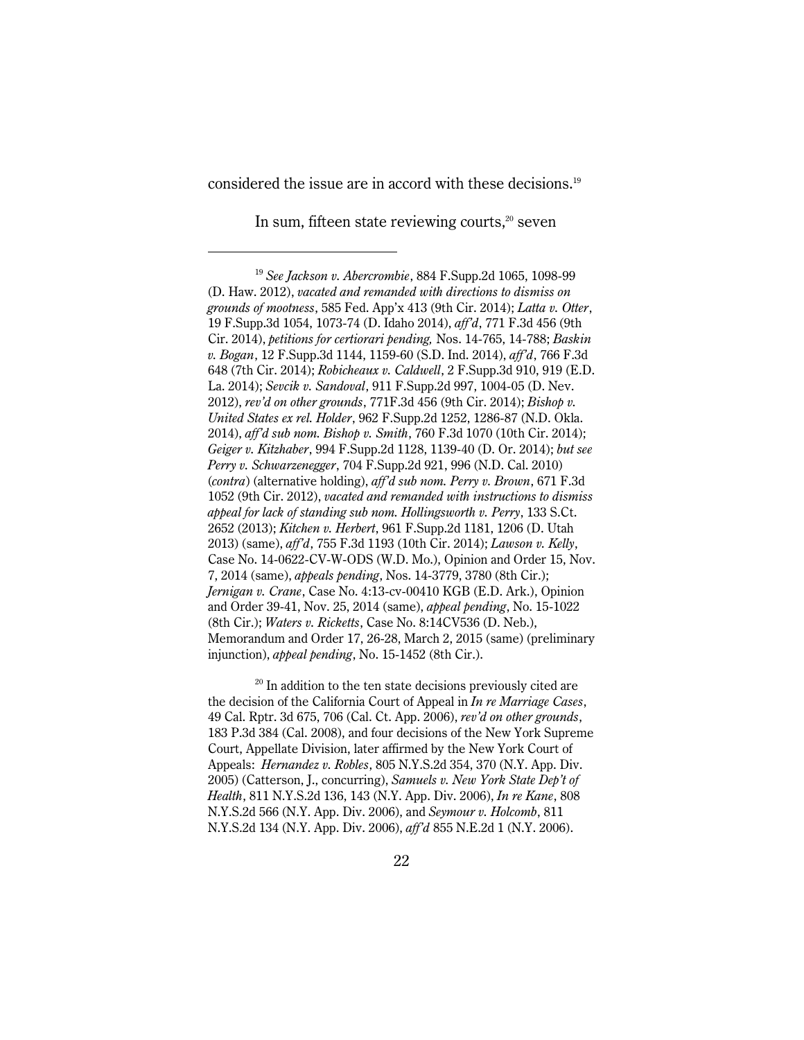considered the issue are in accord with these decisions.[19]

In sum, fifteen state reviewing courts,[20] seven

---

[19] *See Jackson v. Abercrombie*, 884 F.Supp.2d 1065, 1098-99 (D. Haw. 2012), *vacated and remanded with directions to dismiss on grounds of mootness*, 585 Fed. App'x 413 (9th Cir. 2014); *Latta v. Otter*, 19 F.Supp.3d 1054, 1073-74 (D. Idaho 2014), *aff'd*, 771 F.3d 456 (9th Cir. 2014), *petitions for certiorari pending,* Nos. 14-765, 14-788; *Baskin v. Bogan*, 12 F.Supp.3d 1144, 1159-60 (S.D. Ind. 2014), *aff'd*, 766 F.3d 648 (7th Cir. 2014); *Robicheaux v. Caldwell*, 2 F.Supp.3d 910, 919 (E.D. La. 2014); *Sevcik v. Sandoval*, 911 F.Supp.2d 997, 1004-05 (D. Nev. 2012), *rev'd on other grounds*, 771F.3d 456 (9th Cir. 2014); *Bishop v. United States ex rel. Holder*, 962 F.Supp.2d 1252, 1286-87 (N.D. Okla. 2014), *aff'd sub nom. Bishop v. Smith*, 760 F.3d 1070 (10th Cir. 2014); *Geiger v. Kitzhaber*, 994 F.Supp.2d 1128, 1139-40 (D. Or. 2014); *but see Perry v. Schwarzenegger*, 704 F.Supp.2d 921, 996 (N.D. Cal. 2010) (*contra*) (alternative holding), *aff'd sub nom. Perry v. Brown*, 671 F.3d 1052 (9th Cir. 2012), *vacated and remanded with instructions to dismiss appeal for lack of standing sub nom. Hollingsworth v. Perry*, 133 S.Ct. 2652 (2013); *Kitchen v. Herbert*, 961 F.Supp.2d 1181, 1206 (D. Utah 2013) (same), *aff'd*, 755 F.3d 1193 (10th Cir. 2014); *Lawson v. Kelly*, Case No. 14-0622-CV-W-ODS (W.D. Mo.), Opinion and Order 15, Nov. 7, 2014 (same), *appeals pending*, Nos. 14-3779, 3780 (8th Cir.); *Jernigan v. Crane*, Case No. 4:13-cv-00410 KGB (E.D. Ark.), Opinion and Order 39-41, Nov. 25, 2014 (same), *appeal pending*, No. 15-1022 (8th Cir.); *Waters v. Ricketts*, Case No. 8:14CV536 (D. Neb.), Memorandum and Order 17, 26-28, March 2, 2015 (same) (preliminary injunction), *appeal pending*, No. 15-1452 (8th Cir.).

[20] In addition to the ten state decisions previously cited are the decision of the California Court of Appeal in *In re Marriage Cases*, 49 Cal. Rptr. 3d 675, 706 (Cal. Ct. App. 2006), *rev'd on other grounds*, 183 P.3d 384 (Cal. 2008), and four decisions of the New York Supreme Court, Appellate Division, later affirmed by the New York Court of Appeals: *Hernandez v. Robles*, 805 N.Y.S.2d 354, 370 (N.Y. App. Div. 2005) (Catterson, J., concurring), *Samuels v. New York State Dep't of Health*, 811 N.Y.S.2d 136, 143 (N.Y. App. Div. 2006), *In re Kane*, 808 N.Y.S.2d 566 (N.Y. App. Div. 2006), and *Seymour v. Holcomb*, 811 N.Y.S.2d 134 (N.Y. App. Div. 2006), *aff'd* 855 N.E.2d 1 (N.Y. 2006).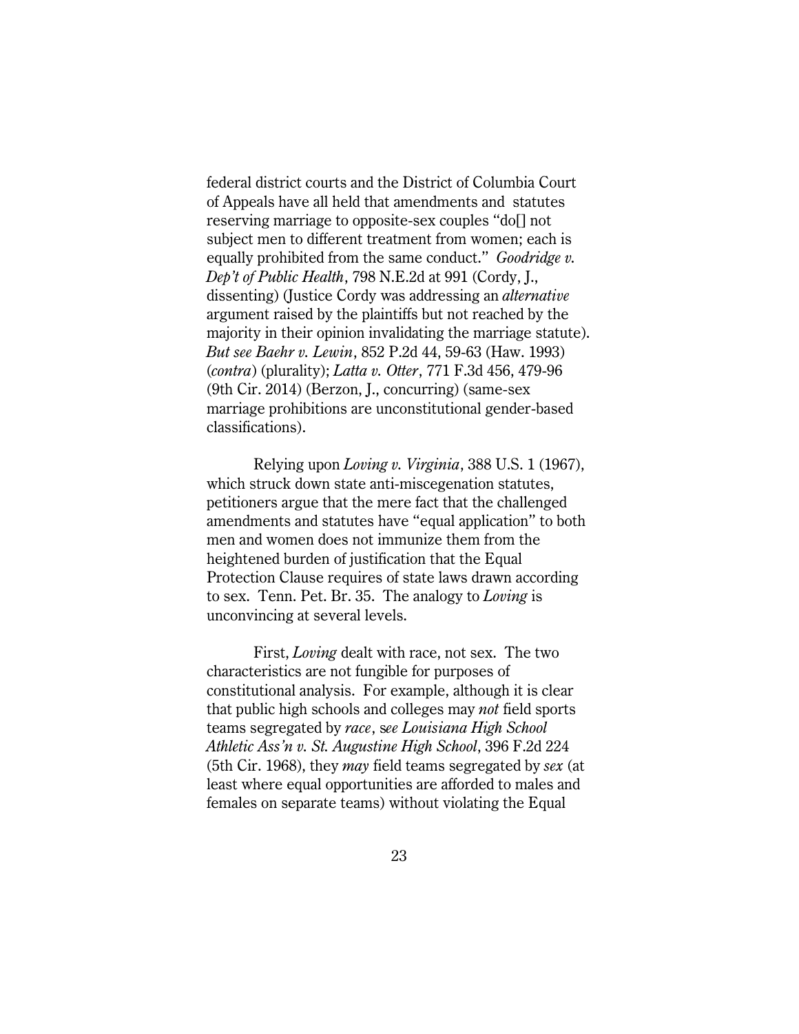federal district courts and the District of Columbia Court of Appeals have all held that amendments and statutes reserving marriage to opposite-sex couples "do[] not subject men to different treatment from women; each is equally prohibited from the same conduct." *Goodridge v. Dep't of Public Health*, 798 N.E.2d at 991 (Cordy, J., dissenting) (Justice Cordy was addressing an *alternative* argument raised by the plaintiffs but not reached by the majority in their opinion invalidating the marriage statute). *But see Baehr v. Lewin*, 852 P.2d 44, 59-63 (Haw. 1993) (*contra*) (plurality); *Latta v. Otter*, 771 F.3d 456, 479-96 (9th Cir. 2014) (Berzon, J., concurring) (same-sex marriage prohibitions are unconstitutional gender-based classifications).

Relying upon *Loving v. Virginia*, 388 U.S. 1 (1967), which struck down state anti-miscegenation statutes, petitioners argue that the mere fact that the challenged amendments and statutes have "equal application" to both men and women does not immunize them from the heightened burden of justification that the Equal Protection Clause requires of state laws drawn according to sex. Tenn. Pet. Br. 35. The analogy to *Loving* is unconvincing at several levels.

First, *Loving* dealt with race, not sex. The two characteristics are not fungible for purposes of constitutional analysis. For example, although it is clear that public high schools and colleges may *not* field sports teams segregated by *race*, s*ee Louisiana High School Athletic Ass'n v. St. Augustine High School*, 396 F.2d 224 (5th Cir. 1968), they *may* field teams segregated by *sex* (at least where equal opportunities are afforded to males and females on separate teams) without violating the Equal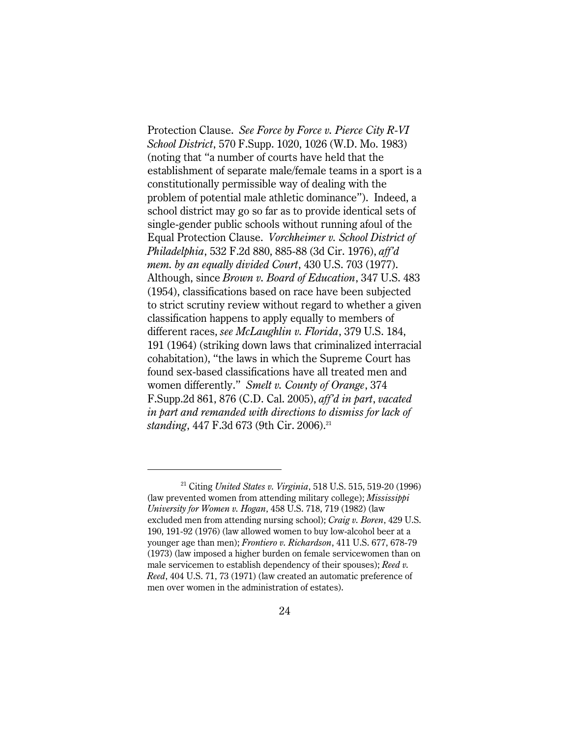Protection Clause. *See Force by Force v. Pierce City R-VI School District*, 570 F.Supp. 1020, 1026 (W.D. Mo. 1983) (noting that "a number of courts have held that the establishment of separate male/female teams in a sport is a constitutionally permissible way of dealing with the problem of potential male athletic dominance"). Indeed, a school district may go so far as to provide identical sets of single-gender public schools without running afoul of the Equal Protection Clause. *Vorchheimer v. School District of Philadelphia*, 532 F.2d 880, 885-88 (3d Cir. 1976), *aff'd mem. by an equally divided Court*, 430 U.S. 703 (1977). Although, since *Brown v. Board of Education*, 347 U.S. 483 (1954), classifications based on race have been subjected to strict scrutiny review without regard to whether a given classification happens to apply equally to members of different races, *see McLaughlin v. Florida*, 379 U.S. 184, 191 (1964) (striking down laws that criminalized interracial cohabitation), "the laws in which the Supreme Court has found sex-based classifications have all treated men and women differently." *Smelt v. County of Orange*, 374 F.Supp.2d 861, 876 (C.D. Cal. 2005), *aff'd in part, vacated in part and remanded with directions to dismiss for lack of standing*, 447 F.3d 673 (9th Cir. 2006).[21]

---

[21] Citing *United States v. Virginia*, 518 U.S. 515, 519-20 (1996) (law prevented women from attending military college); *Mississippi University for Women v. Hogan*, 458 U.S. 718, 719 (1982) (law excluded men from attending nursing school); *Craig v. Boren*, 429 U.S. 190, 191-92 (1976) (law allowed women to buy low-alcohol beer at a younger age than men); *Frontiero v. Richardson*, 411 U.S. 677, 678-79 (1973) (law imposed a higher burden on female servicewomen than on male servicemen to establish dependency of their spouses); *Reed v. Reed*, 404 U.S. 71, 73 (1971) (law created an automatic preference of men over women in the administration of estates).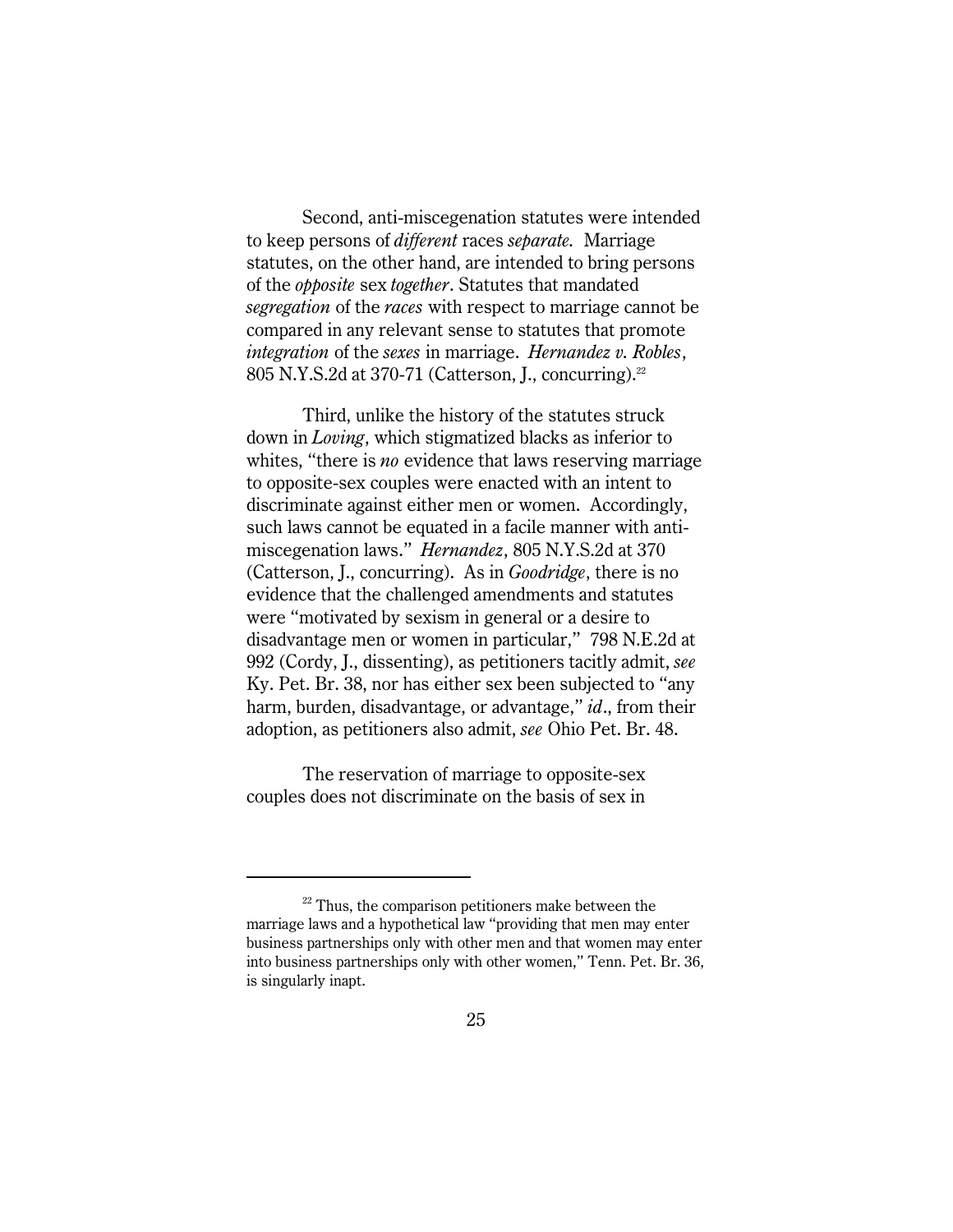Second, anti-miscegenation statutes were intended to keep persons of *different* races *separate.* Marriage statutes, on the other hand, are intended to bring persons of the *opposite* sex *together*. Statutes that mandated *segregation* of the *races* with respect to marriage cannot be compared in any relevant sense to statutes that promote *integration* of the *sexes* in marriage. *Hernandez v. Robles*, 805 N.Y.S.2d at 370-71 (Catterson, J., concurring).[22]

Third, unlike the history of the statutes struck down in *Loving*, which stigmatized blacks as inferior to whites, "there is *no* evidence that laws reserving marriage to opposite-sex couples were enacted with an intent to discriminate against either men or women. Accordingly, such laws cannot be equated in a facile manner with anti-miscegenation laws." *Hernandez*, 805 N.Y.S.2d at 370 (Catterson, J., concurring). As in *Goodridge*, there is no evidence that the challenged amendments and statutes were "motivated by sexism in general or a desire to disadvantage men or women in particular," 798 N.E.2d at 992 (Cordy, J., dissenting), as petitioners tacitly admit, *see* Ky. Pet. Br. 38, nor has either sex been subjected to "any harm, burden, disadvantage, or advantage," *id*., from their adoption, as petitioners also admit, *see* Ohio Pet. Br. 48.

The reservation of marriage to opposite-sex couples does not discriminate on the basis of sex in

[22] Thus, the comparison petitioners make between the marriage laws and a hypothetical law "providing that men may enter business partnerships only with other men and that women may enter into business partnerships only with other women," Tenn. Pet. Br. 36, is singularly inapt.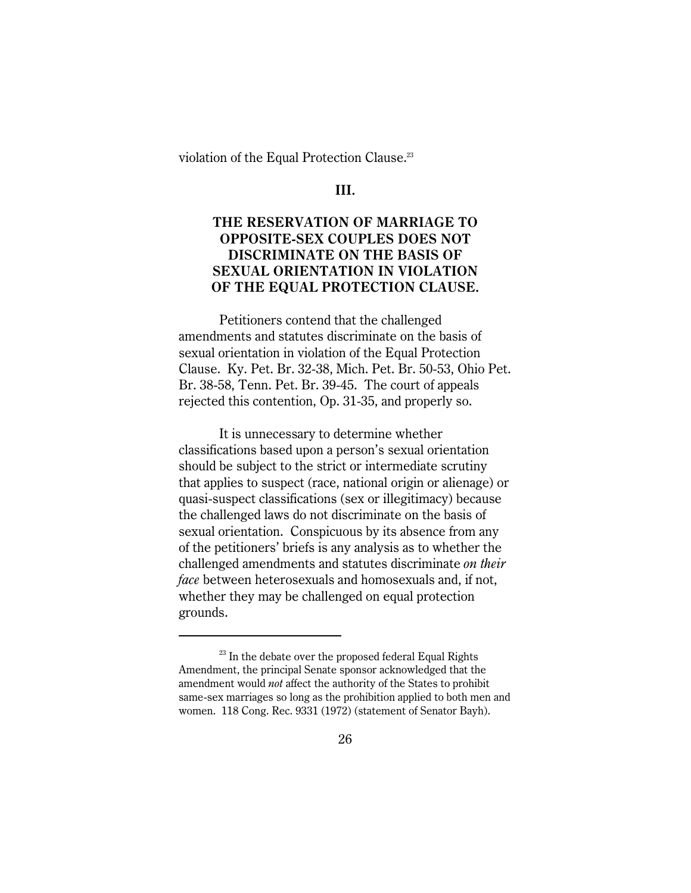violation of the Equal Protection Clause.[23]

## III.

## THE RESERVATION OF MARRIAGE TO OPPOSITE-SEX COUPLES DOES NOT DISCRIMINATE ON THE BASIS OF SEXUAL ORIENTATION IN VIOLATION OF THE EQUAL PROTECTION CLAUSE.

Petitioners contend that the challenged amendments and statutes discriminate on the basis of sexual orientation in violation of the Equal Protection Clause. Ky. Pet. Br. 32-38, Mich. Pet. Br. 50-53, Ohio Pet. Br. 38-58, Tenn. Pet. Br. 39-45. The court of appeals rejected this contention, Op. 31-35, and properly so.

It is unnecessary to determine whether classifications based upon a person's sexual orientation should be subject to the strict or intermediate scrutiny that applies to suspect (race, national origin or alienage) or quasi-suspect classifications (sex or illegitimacy) because the challenged laws do not discriminate on the basis of sexual orientation. Conspicuous by its absence from any of the petitioners' briefs is any analysis as to whether the challenged amendments and statutes discriminate *on their face* between heterosexuals and homosexuals and, if not, whether they may be challenged on equal protection grounds.

---

[23] In the debate over the proposed federal Equal Rights Amendment, the principal Senate sponsor acknowledged that the amendment would *not* affect the authority of the States to prohibit same-sex marriages so long as the prohibition applied to both men and women. 118 Cong. Rec. 9331 (1972) (statement of Senator Bayh).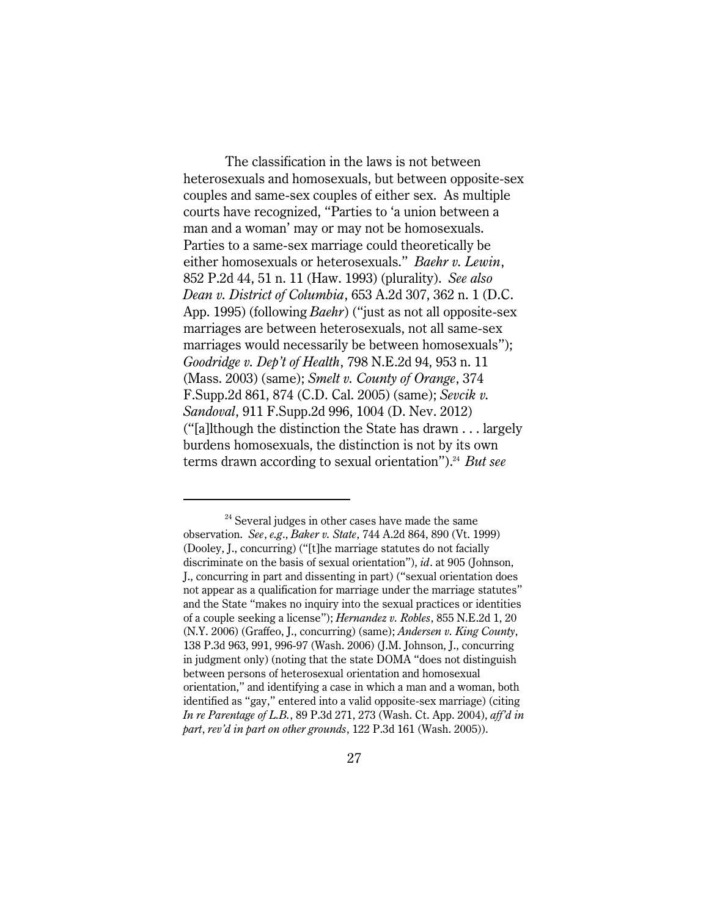The classification in the laws is not between heterosexuals and homosexuals, but between opposite-sex couples and same-sex couples of either sex. As multiple courts have recognized, "Parties to 'a union between a man and a woman' may or may not be homosexuals. Parties to a same-sex marriage could theoretically be either homosexuals or heterosexuals." *Baehr v. Lewin*, 852 P.2d 44, 51 n. 11 (Haw. 1993) (plurality). *See also Dean v. District of Columbia*, 653 A.2d 307, 362 n. 1 (D.C. App. 1995) (following *Baehr*) ("just as not all opposite-sex marriages are between heterosexuals, not all same-sex marriages would necessarily be between homosexuals"); *Goodridge v. Dep't of Health*, 798 N.E.2d 94, 953 n. 11 (Mass. 2003) (same); *Smelt v. County of Orange*, 374 F.Supp.2d 861, 874 (C.D. Cal. 2005) (same); *Sevcik v. Sandoval*, 911 F.Supp.2d 996, 1004 (D. Nev. 2012) ("[a]lthough the distinction the State has drawn . . . largely burdens homosexuals, the distinction is not by its own terms drawn according to sexual orientation").[24] *But see*

[24] Several judges in other cases have made the same observation. *See*, *e.g*., *Baker v. State*, 744 A.2d 864, 890 (Vt. 1999) (Dooley, J., concurring) ("[t]he marriage statutes do not facially discriminate on the basis of sexual orientation"), *id*. at 905 (Johnson, J., concurring in part and dissenting in part) ("sexual orientation does not appear as a qualification for marriage under the marriage statutes" and the State "makes no inquiry into the sexual practices or identities of a couple seeking a license"); *Hernandez v. Robles*, 855 N.E.2d 1, 20 (N.Y. 2006) (Graffeo, J., concurring) (same); *Andersen v. King County*, 138 P.3d 963, 991, 996-97 (Wash. 2006) (J.M. Johnson, J., concurring in judgment only) (noting that the state DOMA "does not distinguish between persons of heterosexual orientation and homosexual orientation," and identifying a case in which a man and a woman, both identified as "gay," entered into a valid opposite-sex marriage) (citing *In re Parentage of L.B.*, 89 P.3d 271, 273 (Wash. Ct. App. 2004), *aff'd in part*, *rev'd in part on other grounds*, 122 P.3d 161 (Wash. 2005)).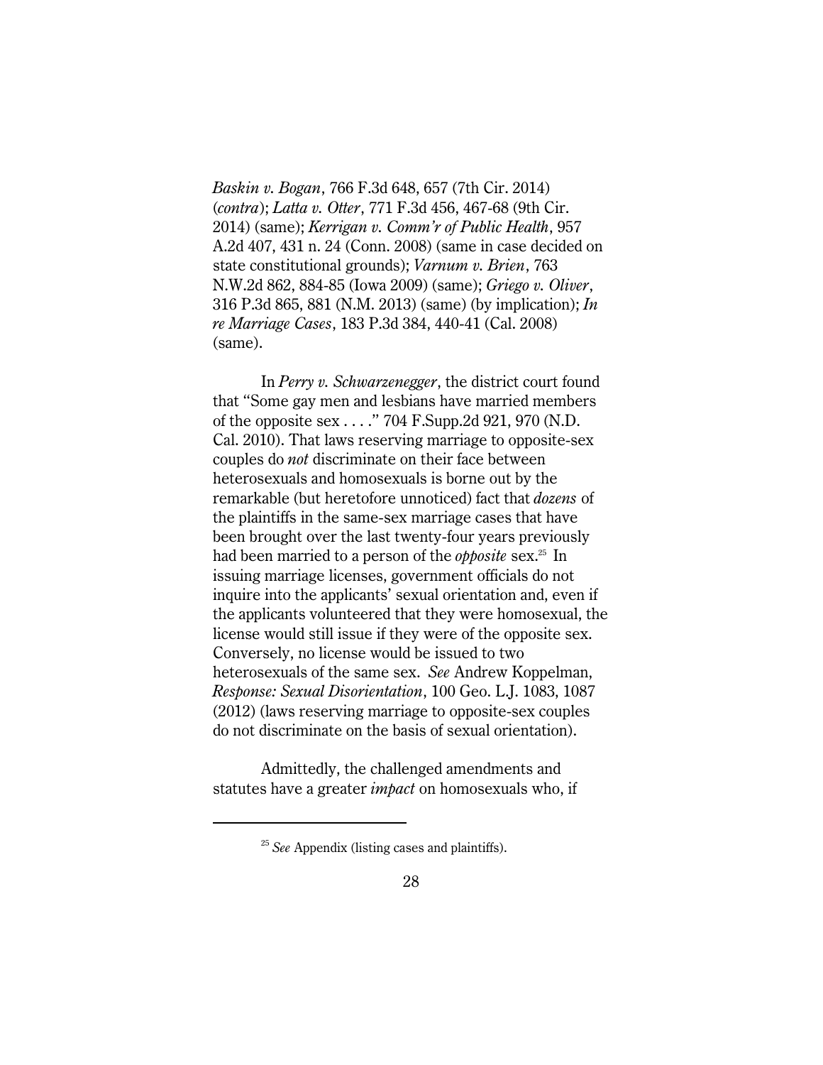*Baskin v. Bogan*, 766 F.3d 648, 657 (7th Cir. 2014) (*contra*); *Latta v. Otter*, 771 F.3d 456, 467-68 (9th Cir. 2014) (same); *Kerrigan v. Comm'r of Public Health*, 957 A.2d 407, 431 n. 24 (Conn. 2008) (same in case decided on state constitutional grounds); *Varnum v. Brien*, 763 N.W.2d 862, 884-85 (Iowa 2009) (same); *Griego v. Oliver*, 316 P.3d 865, 881 (N.M. 2013) (same) (by implication); *In re Marriage Cases*, 183 P.3d 384, 440-41 (Cal. 2008) (same).

In *Perry v. Schwarzenegger*, the district court found that "Some gay men and lesbians have married members of the opposite sex . . . ." 704 F.Supp.2d 921, 970 (N.D. Cal. 2010). That laws reserving marriage to opposite-sex couples do *not* discriminate on their face between heterosexuals and homosexuals is borne out by the remarkable (but heretofore unnoticed) fact that *dozens* of the plaintiffs in the same-sex marriage cases that have been brought over the last twenty-four years previously had been married to a person of the *opposite* sex.[25] In issuing marriage licenses, government officials do not inquire into the applicants' sexual orientation and, even if the applicants volunteered that they were homosexual, the license would still issue if they were of the opposite sex. Conversely, no license would be issued to two heterosexuals of the same sex. *See* Andrew Koppelman, *Response: Sexual Disorientation*, 100 Geo. L.J. 1083, 1087 (2012) (laws reserving marriage to opposite-sex couples do not discriminate on the basis of sexual orientation).

Admittedly, the challenged amendments and statutes have a greater *impact* on homosexuals who, if

[25] *See* Appendix (listing cases and plaintiffs).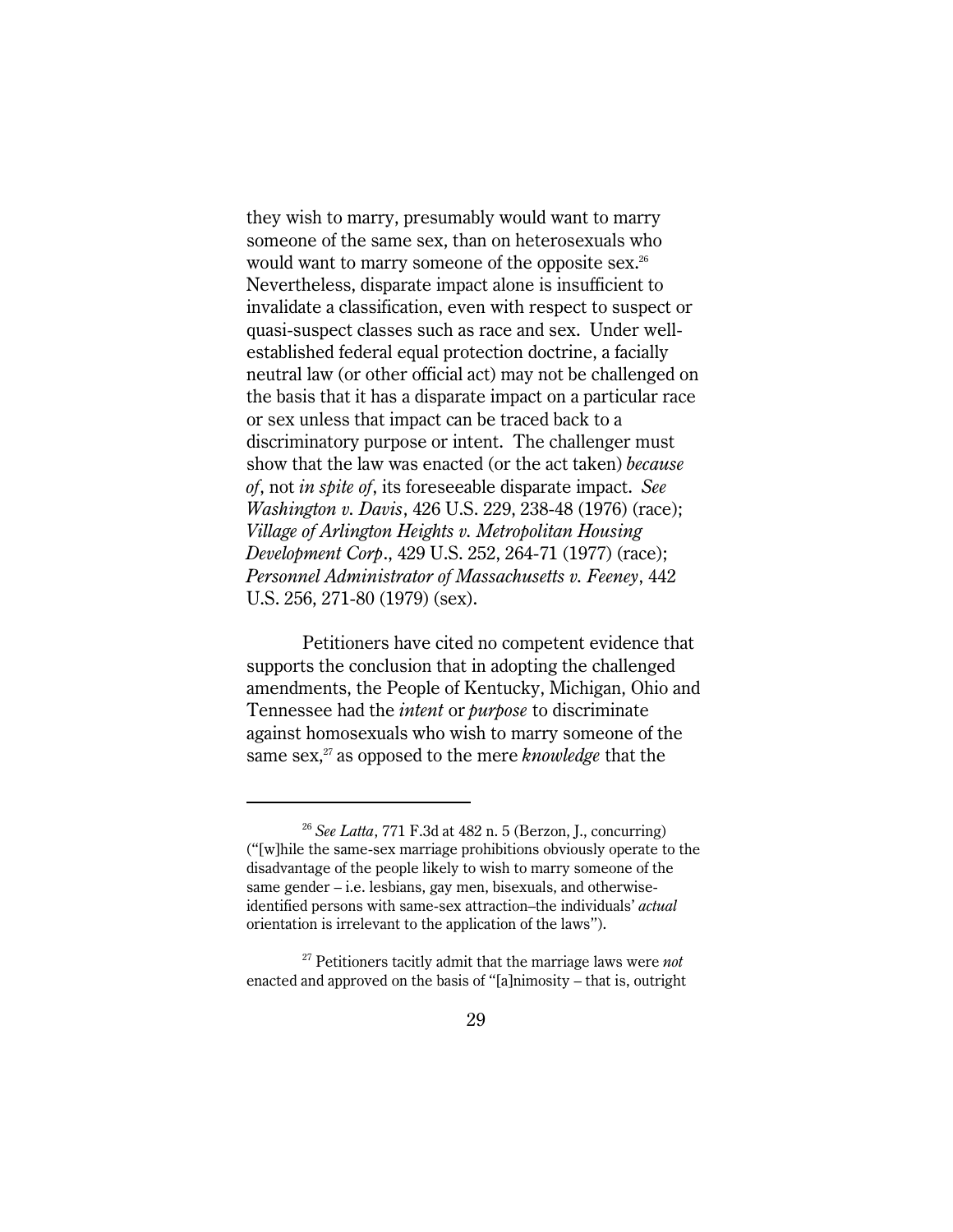they wish to marry, presumably would want to marry someone of the same sex, than on heterosexuals who would want to marry someone of the opposite sex.[26] Nevertheless, disparate impact alone is insufficient to invalidate a classification, even with respect to suspect or quasi-suspect classes such as race and sex. Under well-established federal equal protection doctrine, a facially neutral law (or other official act) may not be challenged on the basis that it has a disparate impact on a particular race or sex unless that impact can be traced back to a discriminatory purpose or intent. The challenger must show that the law was enacted (or the act taken) *because of*, not *in spite of*, its foreseeable disparate impact. *See Washington v. Davis*, 426 U.S. 229, 238-48 (1976) (race); *Village of Arlington Heights v. Metropolitan Housing Development Corp*., 429 U.S. 252, 264-71 (1977) (race); *Personnel Administrator of Massachusetts v. Feeney*, 442 U.S. 256, 271-80 (1979) (sex).

Petitioners have cited no competent evidence that supports the conclusion that in adopting the challenged amendments, the People of Kentucky, Michigan, Ohio and Tennessee had the *intent* or *purpose* to discriminate against homosexuals who wish to marry someone of the same sex,[27] as opposed to the mere *knowledge* that the

---

[26] *See Latta*, 771 F.3d at 482 n. 5 (Berzon, J., concurring) ("[w]hile the same-sex marriage prohibitions obviously operate to the disadvantage of the people likely to wish to marry someone of the same gender – i.e. lesbians, gay men, bisexuals, and otherwise-identified persons with same-sex attraction–the individuals' *actual* orientation is irrelevant to the application of the laws").

[27] Petitioners tacitly admit that the marriage laws were *not* enacted and approved on the basis of "[a]nimosity – that is, outright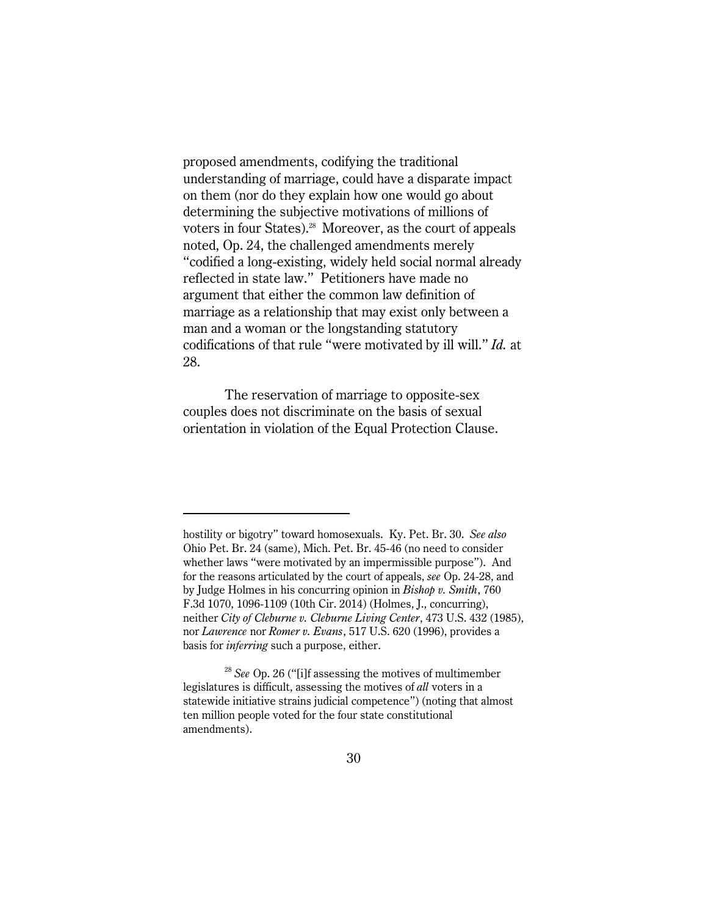proposed amendments, codifying the traditional understanding of marriage, could have a disparate impact on them (nor do they explain how one would go about determining the subjective motivations of millions of voters in four States).[28] Moreover, as the court of appeals noted, Op. 24, the challenged amendments merely "codified a long-existing, widely held social normal already reflected in state law." Petitioners have made no argument that either the common law definition of marriage as a relationship that may exist only between a man and a woman or the longstanding statutory codifications of that rule "were motivated by ill will." *Id.* at 28.

The reservation of marriage to opposite-sex couples does not discriminate on the basis of sexual orientation in violation of the Equal Protection Clause.

---

hostility or bigotry" toward homosexuals. Ky. Pet. Br. 30. *See also* Ohio Pet. Br. 24 (same), Mich. Pet. Br. 45-46 (no need to consider whether laws "were motivated by an impermissible purpose"). And for the reasons articulated by the court of appeals, *see* Op. 24-28, and by Judge Holmes in his concurring opinion in *Bishop v. Smith*, 760 F.3d 1070, 1096-1109 (10th Cir. 2014) (Holmes, J., concurring), neither *City of Cleburne v. Cleburne Living Center*, 473 U.S. 432 (1985), nor *Lawrence* nor *Romer v. Evans*, 517 U.S. 620 (1996), provides a basis for *inferring* such a purpose, either.

[28] *See* Op. 26 ("[i]f assessing the motives of multimember legislatures is difficult, assessing the motives of *all* voters in a statewide initiative strains judicial competence") (noting that almost ten million people voted for the four state constitutional amendments).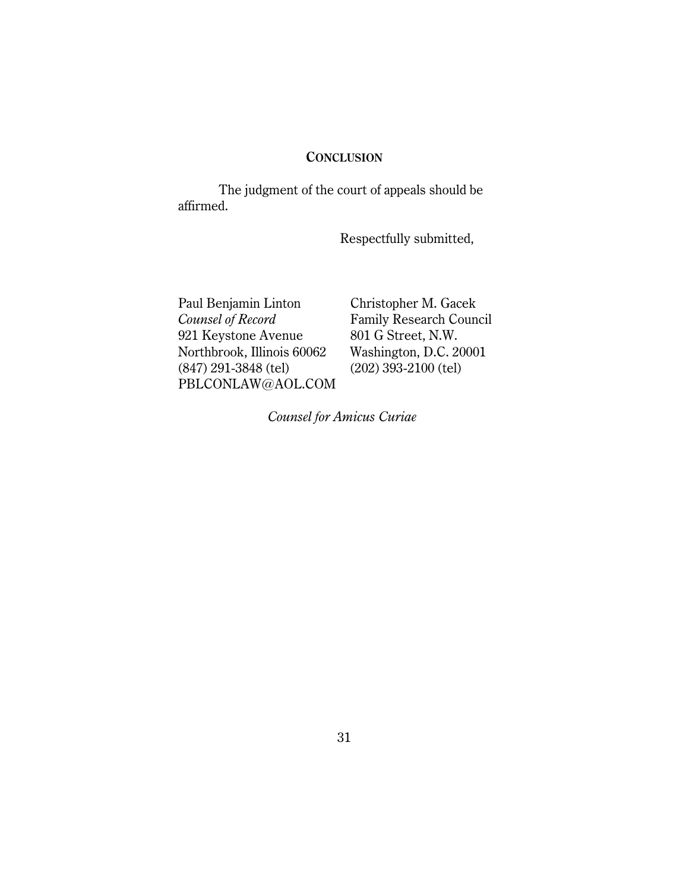## CONCLUSION

The judgment of the court of appeals should be affirmed.

Respectfully submitted,

Paul Benjamin Linton
*Counsel of Record*
921 Keystone Avenue
Northbrook, Illinois 60062
(847) 291-3848 (tel)
PBLCONLAW@AOL.COM

Christopher M. Gacek
Family Research Council
801 G Street, N.W.
Washington, D.C. 20001
(202) 393-2100 (tel)

*Counsel for Amicus Curiae*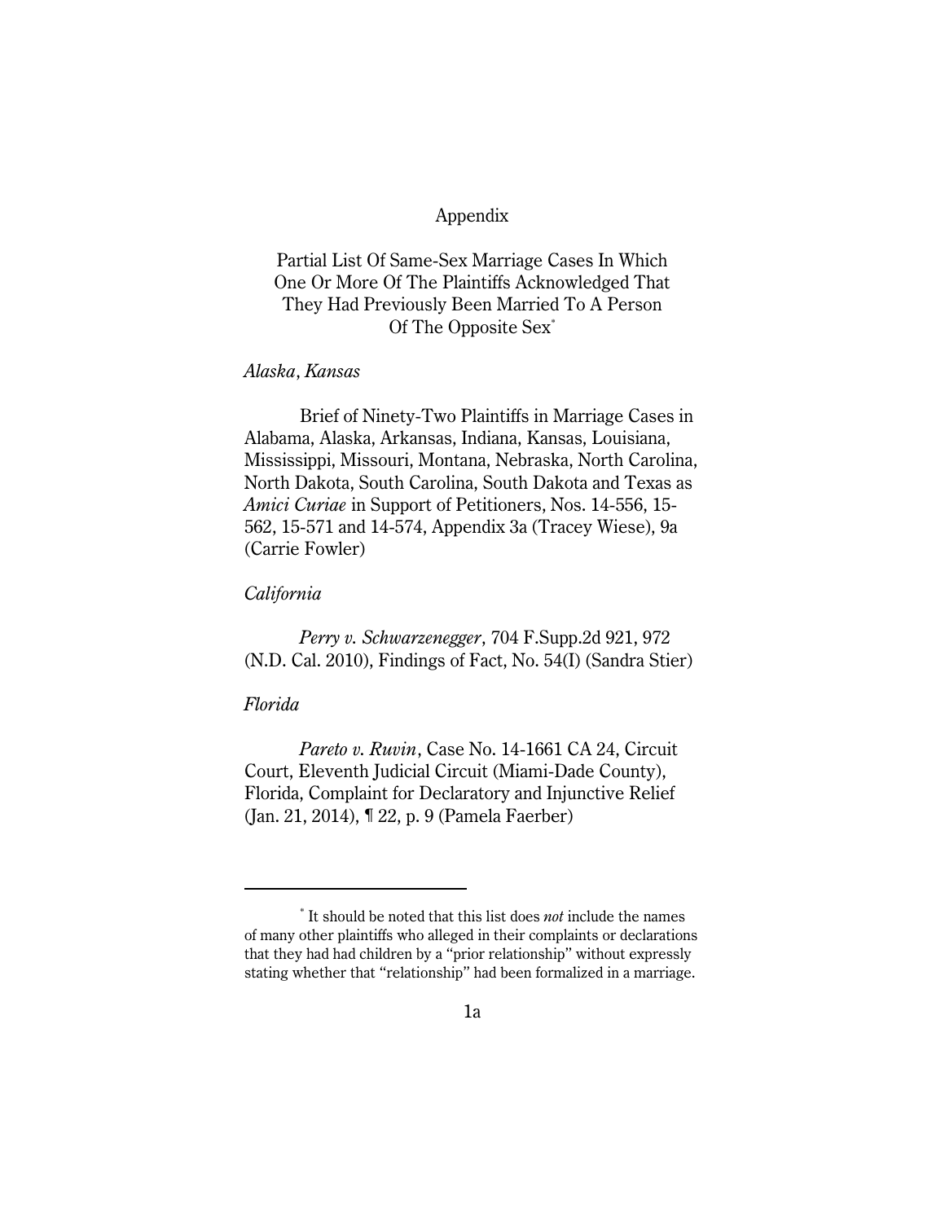# Appendix

## Partial List Of Same-Sex Marriage Cases In Which One Or More Of The Plaintiffs Acknowledged That They Had Previously Been Married To A Person Of The Opposite Sex*

*Alaska*, *Kansas*

Brief of Ninety-Two Plaintiffs in Marriage Cases in Alabama, Alaska, Arkansas, Indiana, Kansas, Louisiana, Mississippi, Missouri, Montana, Nebraska, North Carolina, North Dakota, South Carolina, South Dakota and Texas as *Amici Curiae* in Support of Petitioners, Nos. 14-556, 15-562, 15-571 and 14-574, Appendix 3a (Tracey Wiese), 9a (Carrie Fowler)

*California*

*Perry v. Schwarzenegger*, 704 F.Supp.2d 921, 972 (N.D. Cal. 2010), Findings of Fact, No. 54(I) (Sandra Stier)

*Florida*

*Pareto v. Ruvin*, Case No. 14-1661 CA 24, Circuit Court, Eleventh Judicial Circuit (Miami-Dade County), Florida, Complaint for Declaratory and Injunctive Relief (Jan. 21, 2014), ¶ 22, p. 9 (Pamela Faerber)

---

* It should be noted that this list does *not* include the names of many other plaintiffs who alleged in their complaints or declarations that they had had children by a "prior relationship" without expressly stating whether that "relationship" had been formalized in a marriage.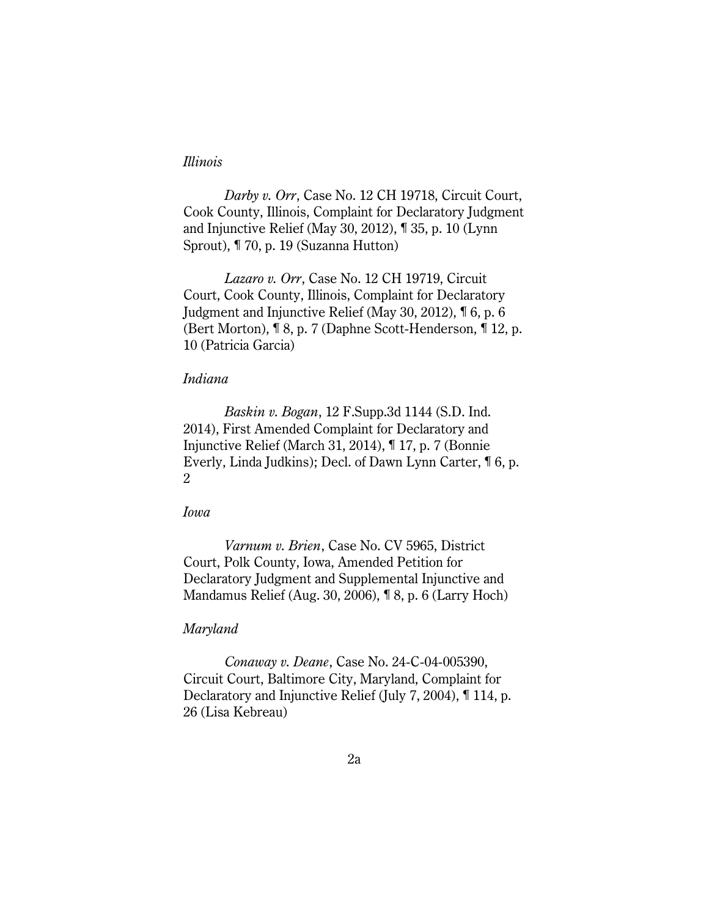*Illinois*

*Darby v. Orr*, Case No. 12 CH 19718, Circuit Court, Cook County, Illinois, Complaint for Declaratory Judgment and Injunctive Relief (May 30, 2012), ¶ 35, p. 10 (Lynn Sprout), ¶ 70, p. 19 (Suzanna Hutton)

*Lazaro v. Orr*, Case No. 12 CH 19719, Circuit Court, Cook County, Illinois, Complaint for Declaratory Judgment and Injunctive Relief (May 30, 2012), ¶ 6, p. 6 (Bert Morton), ¶ 8, p. 7 (Daphne Scott-Henderson, ¶ 12, p. 10 (Patricia Garcia)

*Indiana*

*Baskin v. Bogan*, 12 F.Supp.3d 1144 (S.D. Ind. 2014), First Amended Complaint for Declaratory and Injunctive Relief (March 31, 2014), ¶ 17, p. 7 (Bonnie Everly, Linda Judkins); Decl. of Dawn Lynn Carter, ¶ 6, p. 2

*Iowa*

*Varnum v. Brien*, Case No. CV 5965, District Court, Polk County, Iowa, Amended Petition for Declaratory Judgment and Supplemental Injunctive and Mandamus Relief (Aug. 30, 2006), ¶ 8, p. 6 (Larry Hoch)

*Maryland*

*Conaway v. Deane*, Case No. 24-C-04-005390, Circuit Court, Baltimore City, Maryland, Complaint for Declaratory and Injunctive Relief (July 7, 2004), ¶ 114, p. 26 (Lisa Kebreau)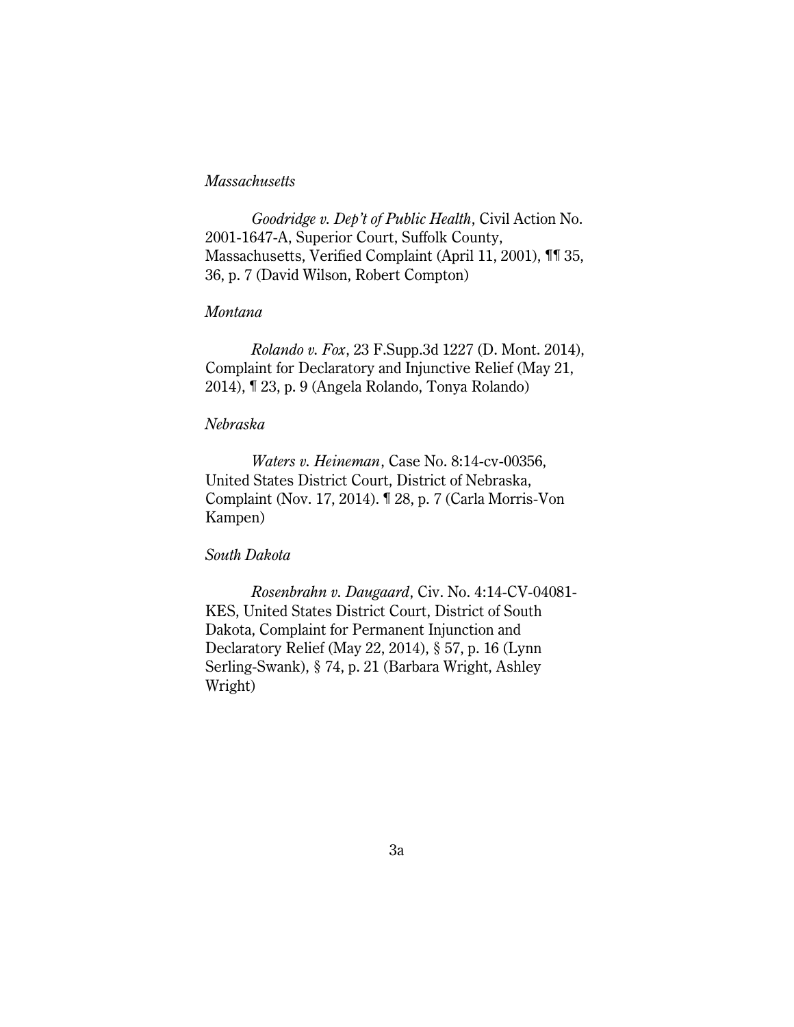*Massachusetts*

*Goodridge v. Dep't of Public Health*, Civil Action No. 2001-1647-A, Superior Court, Suffolk County, Massachusetts, Verified Complaint (April 11, 2001), ¶¶ 35, 36, p. 7 (David Wilson, Robert Compton)

*Montana*

*Rolando v. Fox*, 23 F.Supp.3d 1227 (D. Mont. 2014), Complaint for Declaratory and Injunctive Relief (May 21, 2014), ¶ 23, p. 9 (Angela Rolando, Tonya Rolando)

*Nebraska*

*Waters v. Heineman*, Case No. 8:14-cv-00356, United States District Court, District of Nebraska, Complaint (Nov. 17, 2014). ¶ 28, p. 7 (Carla Morris-Von Kampen)

*South Dakota*

*Rosenbrahn v. Daugaard*, Civ. No. 4:14-CV-04081-KES, United States District Court, District of South Dakota, Complaint for Permanent Injunction and Declaratory Relief (May 22, 2014), § 57, p. 16 (Lynn Serling-Swank), § 74, p. 21 (Barbara Wright, Ashley Wright)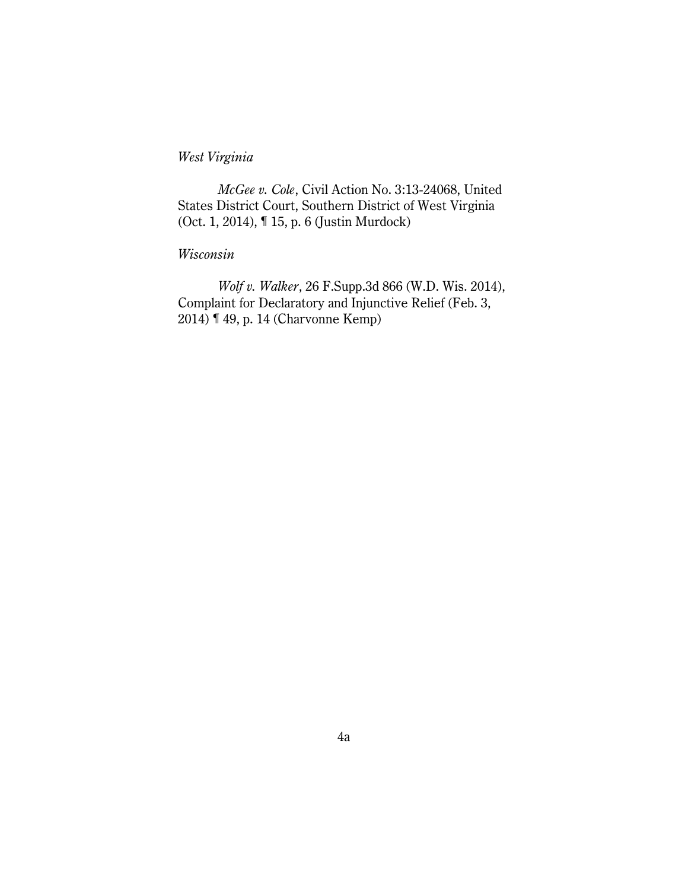*West Virginia*

*McGee v. Cole*, Civil Action No. 3:13-24068, United States District Court, Southern District of West Virginia (Oct. 1, 2014), ¶ 15, p. 6 (Justin Murdock)

*Wisconsin*

*Wolf v. Walker*, 26 F.Supp.3d 866 (W.D. Wis. 2014), Complaint for Declaratory and Injunctive Relief (Feb. 3, 2014) ¶ 49, p. 14 (Charvonne Kemp)